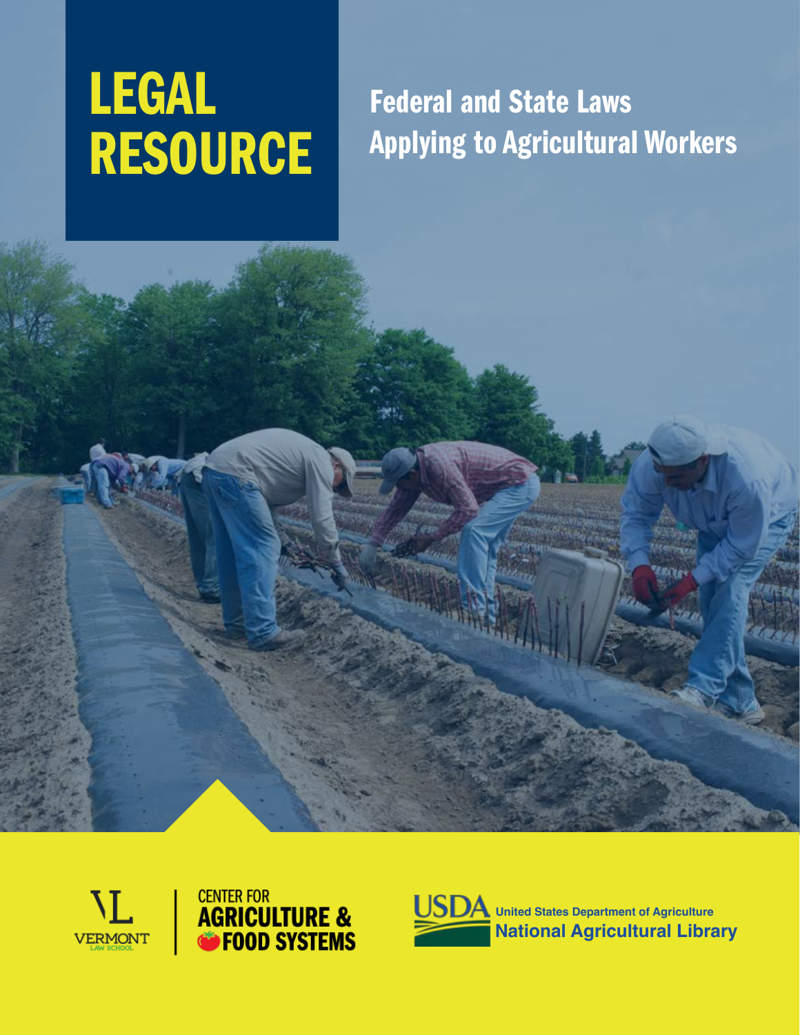# LEGAL RESOURCE

## Federal and State Laws Applying to Agricultural Workers

VERMONT LAW SCHOOL

CENTER FOR AGRICULTURE & FOOD SYSTEMS

USDA United States Department of Agriculture National Agricultural Library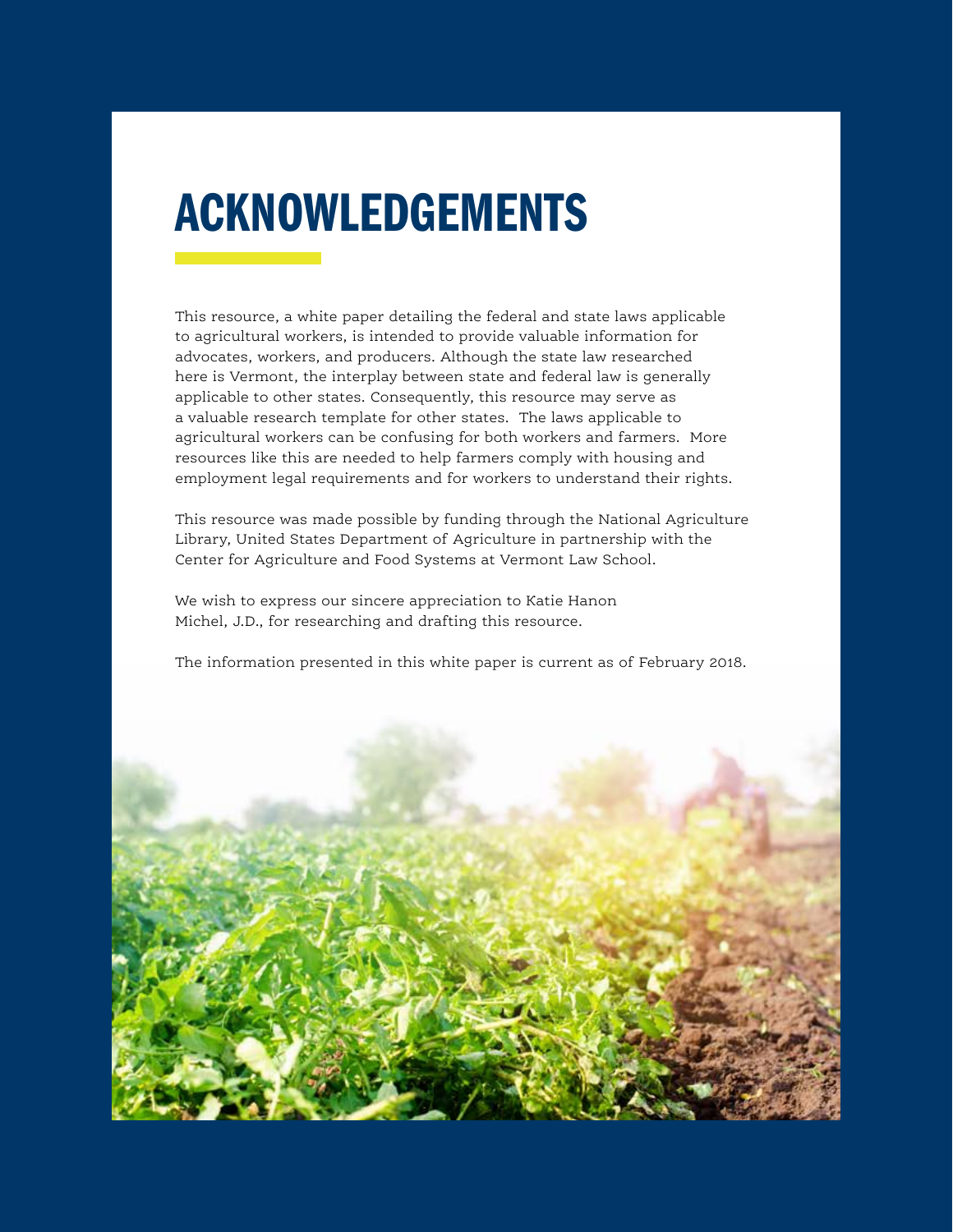# ACKNOWLEDGEMENTS

This resource, a white paper detailing the federal and state laws applicable to agricultural workers, is intended to provide valuable information for advocates, workers, and producers. Although the state law researched here is Vermont, the interplay between state and federal law is generally applicable to other states. Consequently, this resource may serve as a valuable research template for other states. The laws applicable to agricultural workers can be confusing for both workers and farmers. More resources like this are needed to help farmers comply with housing and employment legal requirements and for workers to understand their rights.

This resource was made possible by funding through the National Agriculture Library, United States Department of Agriculture in partnership with the Center for Agriculture and Food Systems at Vermont Law School.

We wish to express our sincere appreciation to Katie Hanon Michel, J.D., for researching and drafting this resource.

The information presented in this white paper is current as of February 2018.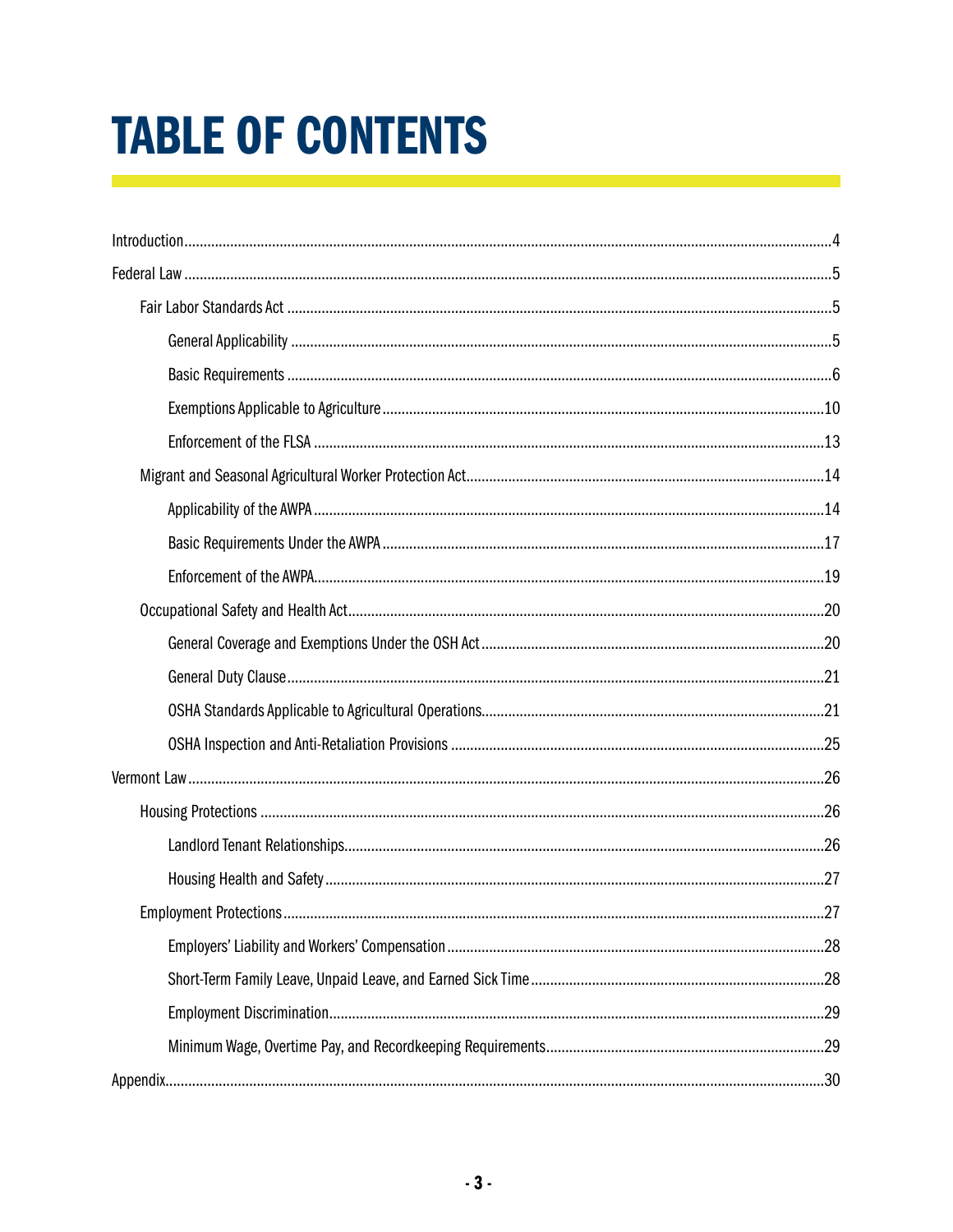# TABLE OF CONTENTS

- Introduction....4
- Federal Law....5
  - Fair Labor Standards Act....5
    - General Applicability....5
    - Basic Requirements....6
    - Exemptions Applicable to Agriculture....10
    - Enforcement of the FLSA....13
  - Migrant and Seasonal Agricultural Worker Protection Act....14
    - Applicability of the AWPA....14
    - Basic Requirements Under the AWPA....17
    - Enforcement of the AWPA....19
  - Occupational Safety and Health Act....20
    - General Coverage and Exemptions Under the OSH Act....20
    - General Duty Clause....21
    - OSHA Standards Applicable to Agricultural Operations....21
    - OSHA Inspection and Anti-Retaliation Provisions....25
- Vermont Law....26
  - Housing Protections....26
    - Landlord Tenant Relationships....26
    - Housing Health and Safety....27
  - Employment Protections....27
    - Employers' Liability and Workers' Compensation....28
    - Short-Term Family Leave, Unpaid Leave, and Earned Sick Time....28
    - Employment Discrimination....29
    - Minimum Wage, Overtime Pay, and Recordkeeping Requirements....29
- Appendix....30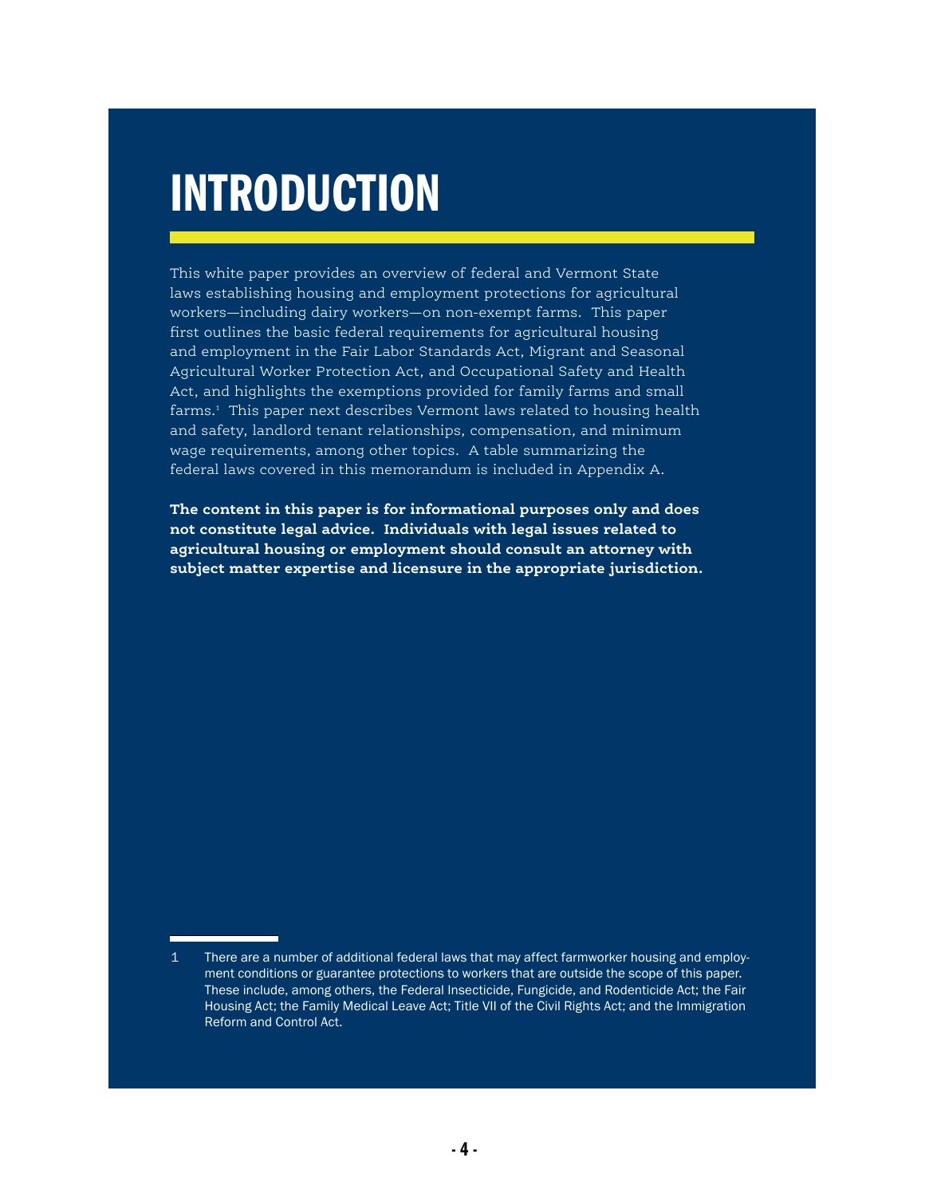# INTRODUCTION

This white paper provides an overview of federal and Vermont State laws establishing housing and employment protections for agricultural workers—including dairy workers—on non-exempt farms. This paper first outlines the basic federal requirements for agricultural housing and employment in the Fair Labor Standards Act, Migrant and Seasonal Agricultural Worker Protection Act, and Occupational Safety and Health Act, and highlights the exemptions provided for family farms and small farms.[1] This paper next describes Vermont laws related to housing health and safety, landlord tenant relationships, compensation, and minimum wage requirements, among other topics. A table summarizing the federal laws covered in this memorandum is included in Appendix A.

**The content in this paper is for informational purposes only and does not constitute legal advice. Individuals with legal issues related to agricultural housing or employment should consult an attorney with subject matter expertise and licensure in the appropriate jurisdiction.**

---

1 There are a number of additional federal laws that may affect farmworker housing and employment conditions or guarantee protections to workers that are outside the scope of this paper. These include, among others, the Federal Insecticide, Fungicide, and Rodenticide Act; the Fair Housing Act; the Family Medical Leave Act; Title VII of the Civil Rights Act; and the Immigration Reform and Control Act.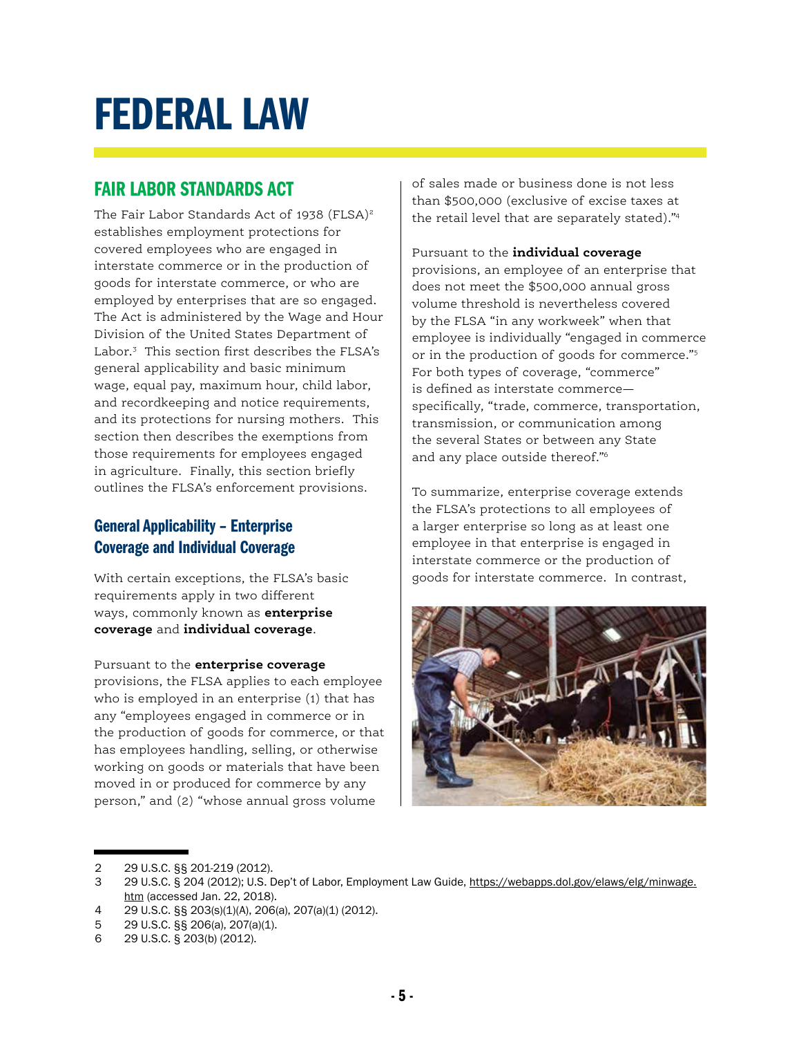# FEDERAL LAW

## FAIR LABOR STANDARDS ACT

The Fair Labor Standards Act of 1938 (FLSA)[2] establishes employment protections for covered employees who are engaged in interstate commerce or in the production of goods for interstate commerce, or who are employed by enterprises that are so engaged. The Act is administered by the Wage and Hour Division of the United States Department of Labor.[3] This section first describes the FLSA's general applicability and basic minimum wage, equal pay, maximum hour, child labor, and recordkeeping and notice requirements, and its protections for nursing mothers. This section then describes the exemptions from those requirements for employees engaged in agriculture. Finally, this section briefly outlines the FLSA's enforcement provisions.

### General Applicability – Enterprise Coverage and Individual Coverage

With certain exceptions, the FLSA's basic requirements apply in two different ways, commonly known as **enterprise coverage** and **individual coverage**.

Pursuant to the **enterprise coverage** provisions, the FLSA applies to each employee who is employed in an enterprise (1) that has any "employees engaged in commerce or in the production of goods for commerce, or that has employees handling, selling, or otherwise working on goods or materials that have been moved in or produced for commerce by any person," and (2) "whose annual gross volume of sales made or business done is not less than $500,000 (exclusive of excise taxes at the retail level that are separately stated)."[4]

Pursuant to the **individual coverage** provisions, an employee of an enterprise that does not meet the $500,000 annual gross volume threshold is nevertheless covered by the FLSA "in any workweek" when that employee is individually "engaged in commerce or in the production of goods for commerce."[5] For both types of coverage, "commerce" is defined as interstate commerce—specifically, "trade, commerce, transportation, transmission, or communication among the several States or between any State and any place outside thereof."[6]

To summarize, enterprise coverage extends the FLSA's protections to all employees of a larger enterprise so long as at least one employee in that enterprise is engaged in interstate commerce or the production of goods for interstate commerce. In contrast,

---

2 29 U.S.C. §§ 201-219 (2012).

3 29 U.S.C. § 204 (2012); U.S. Dep't of Labor, Employment Law Guide, https://webapps.dol.gov/elaws/elg/minwage.htm (accessed Jan. 22, 2018).

4 29 U.S.C. §§ 203(s)(1)(A), 206(a), 207(a)(1) (2012).

5 29 U.S.C. §§ 206(a), 207(a)(1).

6 29 U.S.C. § 203(b) (2012).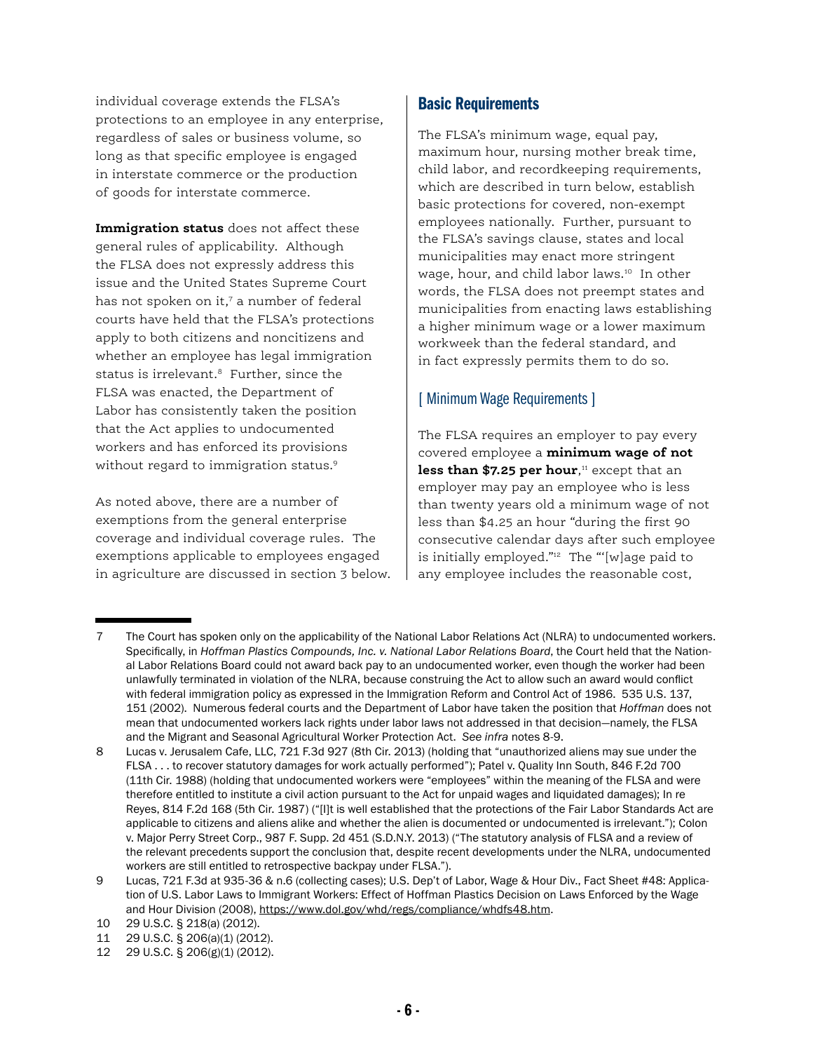individual coverage extends the FLSA's protections to an employee in any enterprise, regardless of sales or business volume, so long as that specific employee is engaged in interstate commerce or the production of goods for interstate commerce.

**Immigration status** does not affect these general rules of applicability. Although the FLSA does not expressly address this issue and the United States Supreme Court has not spoken on it,[7] a number of federal courts have held that the FLSA's protections apply to both citizens and noncitizens and whether an employee has legal immigration status is irrelevant.[8] Further, since the FLSA was enacted, the Department of Labor has consistently taken the position that the Act applies to undocumented workers and has enforced its provisions without regard to immigration status.[9]

As noted above, there are a number of exemptions from the general enterprise coverage and individual coverage rules. The exemptions applicable to employees engaged in agriculture are discussed in section 3 below.

## Basic Requirements

The FLSA's minimum wage, equal pay, maximum hour, nursing mother break time, child labor, and recordkeeping requirements, which are described in turn below, establish basic protections for covered, non-exempt employees nationally. Further, pursuant to the FLSA's savings clause, states and local municipalities may enact more stringent wage, hour, and child labor laws.[10] In other words, the FLSA does not preempt states and municipalities from enacting laws establishing a higher minimum wage or a lower maximum workweek than the federal standard, and in fact expressly permits them to do so.

### [ Minimum Wage Requirements ]

The FLSA requires an employer to pay every covered employee a **minimum wage of not less than $7.25 per hour**,[11] except that an employer may pay an employee who is less than twenty years old a minimum wage of not less than $4.25 an hour "during the first 90 consecutive calendar days after such employee is initially employed."[12] The "'[w]age paid to any employee includes the reasonable cost,

---

7 The Court has spoken only on the applicability of the National Labor Relations Act (NLRA) to undocumented workers. Specifically, in *Hoffman Plastics Compounds, Inc. v. National Labor Relations Board*, the Court held that the National Labor Relations Board could not award back pay to an undocumented worker, even though the worker had been unlawfully terminated in violation of the NLRA, because construing the Act to allow such an award would conflict with federal immigration policy as expressed in the Immigration Reform and Control Act of 1986. 535 U.S. 137, 151 (2002). Numerous federal courts and the Department of Labor have taken the position that *Hoffman* does not mean that undocumented workers lack rights under labor laws not addressed in that decision—namely, the FLSA and the Migrant and Seasonal Agricultural Worker Protection Act. *See infra* notes 8-9.

8 Lucas v. Jerusalem Cafe, LLC, 721 F.3d 927 (8th Cir. 2013) (holding that "unauthorized aliens may sue under the FLSA . . . to recover statutory damages for work actually performed"); Patel v. Quality Inn South, 846 F.2d 700 (11th Cir. 1988) (holding that undocumented workers were "employees" within the meaning of the FLSA and were therefore entitled to institute a civil action pursuant to the Act for unpaid wages and liquidated damages); In re Reyes, 814 F.2d 168 (5th Cir. 1987) ("[I]t is well established that the protections of the Fair Labor Standards Act are applicable to citizens and aliens alike and whether the alien is documented or undocumented is irrelevant."); Colon v. Major Perry Street Corp., 987 F. Supp. 2d 451 (S.D.N.Y. 2013) ("The statutory analysis of FLSA and a review of the relevant precedents support the conclusion that, despite recent developments under the NLRA, undocumented workers are still entitled to retrospective backpay under FLSA.").

9 Lucas, 721 F.3d at 935-36 & n.6 (collecting cases); U.S. Dep't of Labor, Wage & Hour Div., Fact Sheet #48: Application of U.S. Labor Laws to Immigrant Workers: Effect of Hoffman Plastics Decision on Laws Enforced by the Wage and Hour Division (2008), https://www.dol.gov/whd/regs/compliance/whdfs48.htm.

10 29 U.S.C. § 218(a) (2012).

11 29 U.S.C. § 206(a)(1) (2012).

12 29 U.S.C. § 206(g)(1) (2012).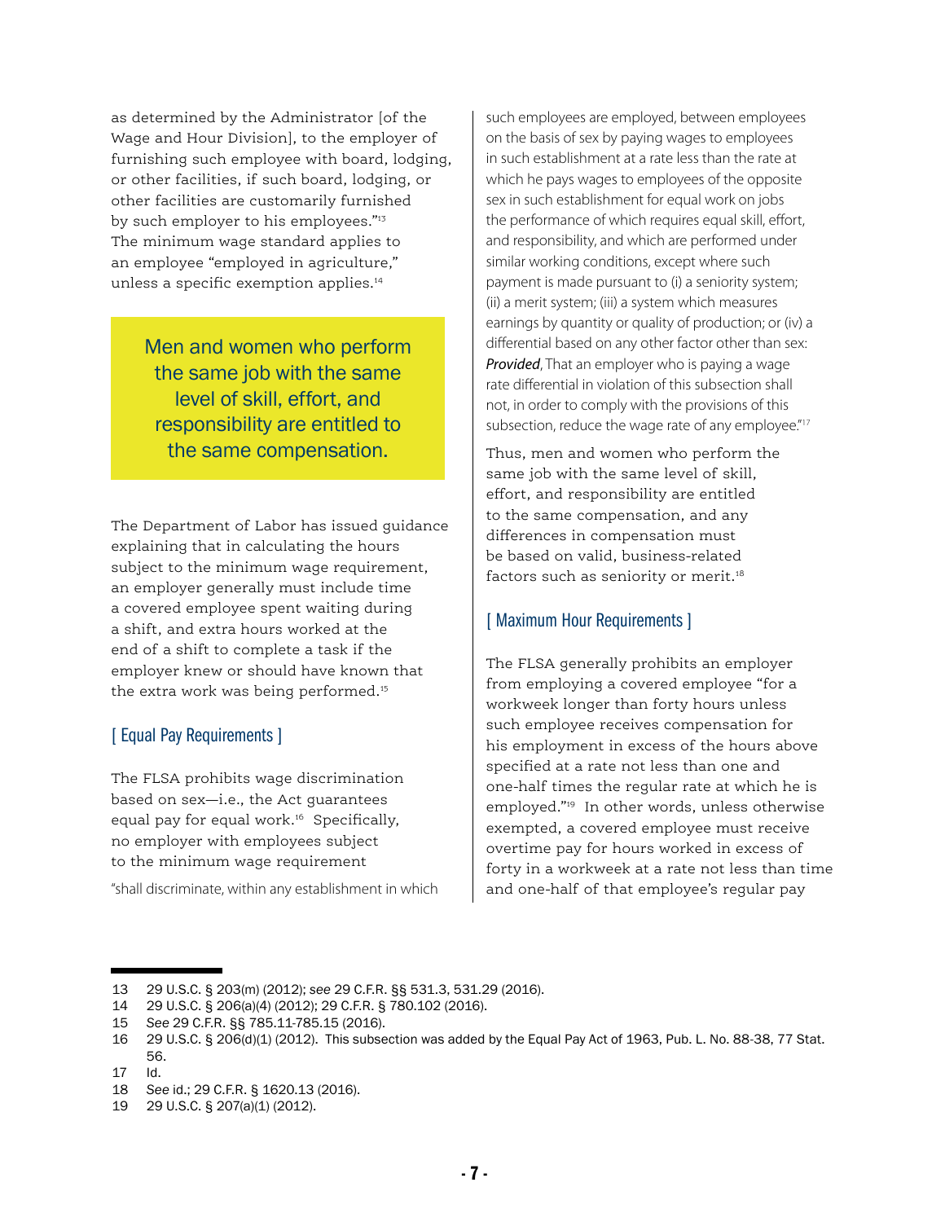as determined by the Administrator [of the Wage and Hour Division], to the employer of furnishing such employee with board, lodging, or other facilities, if such board, lodging, or other facilities are customarily furnished by such employer to his employees."[13] The minimum wage standard applies to an employee "employed in agriculture," unless a specific exemption applies.[14]

> Men and women who perform the same job with the same level of skill, effort, and responsibility are entitled to the same compensation.

The Department of Labor has issued guidance explaining that in calculating the hours subject to the minimum wage requirement, an employer generally must include time a covered employee spent waiting during a shift, and extra hours worked at the end of a shift to complete a task if the employer knew or should have known that the extra work was being performed.[15]

## [ Equal Pay Requirements ]

The FLSA prohibits wage discrimination based on sex—i.e., the Act guarantees equal pay for equal work.[16] Specifically, no employer with employees subject to the minimum wage requirement

"shall discriminate, within any establishment in which such employees are employed, between employees on the basis of sex by paying wages to employees in such establishment at a rate less than the rate at which he pays wages to employees of the opposite sex in such establishment for equal work on jobs the performance of which requires equal skill, effort, and responsibility, and which are performed under similar working conditions, except where such payment is made pursuant to (i) a seniority system; (ii) a merit system; (iii) a system which measures earnings by quantity or quality of production; or (iv) a differential based on any other factor other than sex: ***Provided***, That an employer who is paying a wage rate differential in violation of this subsection shall not, in order to comply with the provisions of this subsection, reduce the wage rate of any employee."[17]

Thus, men and women who perform the same job with the same level of skill, effort, and responsibility are entitled to the same compensation, and any differences in compensation must be based on valid, business-related factors such as seniority or merit.[18]

## [ Maximum Hour Requirements ]

The FLSA generally prohibits an employer from employing a covered employee "for a workweek longer than forty hours unless such employee receives compensation for his employment in excess of the hours above specified at a rate not less than one and one-half times the regular rate at which he is employed."[19] In other words, unless otherwise exempted, a covered employee must receive overtime pay for hours worked in excess of forty in a workweek at a rate not less than time and one-half of that employee's regular pay

---

13 29 U.S.C. § 203(m) (2012); *see* 29 C.F.R. §§ 531.3, 531.29 (2016).

14 29 U.S.C. § 206(a)(4) (2012); 29 C.F.R. § 780.102 (2016).

15 *See* 29 C.F.R. §§ 785.11-785.15 (2016).

16 29 U.S.C. § 206(d)(1) (2012). This subsection was added by the Equal Pay Act of 1963, Pub. L. No. 88-38, 77 Stat. 56.

17 Id.

18 *See* id.; 29 C.F.R. § 1620.13 (2016).

19 29 U.S.C. § 207(a)(1) (2012).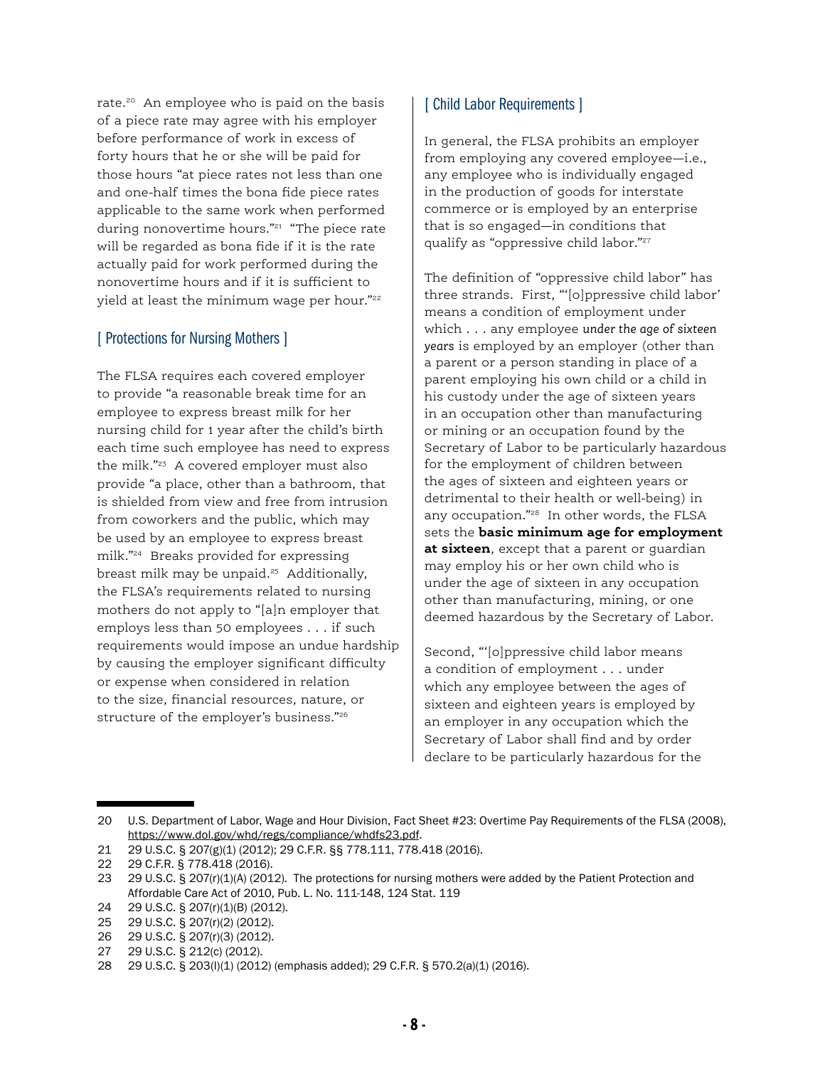rate.[20] An employee who is paid on the basis of a piece rate may agree with his employer before performance of work in excess of forty hours that he or she will be paid for those hours "at piece rates not less than one and one-half times the bona fide piece rates applicable to the same work when performed during nonovertime hours."[21] "The piece rate will be regarded as bona fide if it is the rate actually paid for work performed during the nonovertime hours and if it is sufficient to yield at least the minimum wage per hour."[22]

## [ Protections for Nursing Mothers ]

The FLSA requires each covered employer to provide "a reasonable break time for an employee to express breast milk for her nursing child for 1 year after the child's birth each time such employee has need to express the milk."[23] A covered employer must also provide "a place, other than a bathroom, that is shielded from view and free from intrusion from coworkers and the public, which may be used by an employee to express breast milk."[24] Breaks provided for expressing breast milk may be unpaid.[25] Additionally, the FLSA's requirements related to nursing mothers do not apply to "[a]n employer that employs less than 50 employees . . . if such requirements would impose an undue hardship by causing the employer significant difficulty or expense when considered in relation to the size, financial resources, nature, or structure of the employer's business."[26]

## [ Child Labor Requirements ]

In general, the FLSA prohibits an employer from employing any covered employee—i.e., any employee who is individually engaged in the production of goods for interstate commerce or is employed by an enterprise that is so engaged—in conditions that qualify as "oppressive child labor."[27]

The definition of "oppressive child labor" has three strands. First, "'[o]ppressive child labor' means a condition of employment under which . . . any employee *under the age of sixteen years* is employed by an employer (other than a parent or a person standing in place of a parent employing his own child or a child in his custody under the age of sixteen years in an occupation other than manufacturing or mining or an occupation found by the Secretary of Labor to be particularly hazardous for the employment of children between the ages of sixteen and eighteen years or detrimental to their health or well-being) in any occupation."[28] In other words, the FLSA sets the **basic minimum age for employment at sixteen**, except that a parent or guardian may employ his or her own child who is under the age of sixteen in any occupation other than manufacturing, mining, or one deemed hazardous by the Secretary of Labor.

Second, "'[o]ppressive child labor means a condition of employment . . . under which any employee between the ages of sixteen and eighteen years is employed by an employer in any occupation which the Secretary of Labor shall find and by order declare to be particularly hazardous for the

---

20 U.S. Department of Labor, Wage and Hour Division, Fact Sheet #23: Overtime Pay Requirements of the FLSA (2008), https://www.dol.gov/whd/regs/compliance/whdfs23.pdf.

21 29 U.S.C. § 207(g)(1) (2012); 29 C.F.R. §§ 778.111, 778.418 (2016).

22 29 C.F.R. § 778.418 (2016).

23 29 U.S.C. § 207(r)(1)(A) (2012). The protections for nursing mothers were added by the Patient Protection and Affordable Care Act of 2010, Pub. L. No. 111-148, 124 Stat. 119

24 29 U.S.C. § 207(r)(1)(B) (2012).

25 29 U.S.C. § 207(r)(2) (2012).

26 29 U.S.C. § 207(r)(3) (2012).

27 29 U.S.C. § 212(c) (2012).

28 29 U.S.C. § 203(l)(1) (2012) (emphasis added); 29 C.F.R. § 570.2(a)(1) (2016).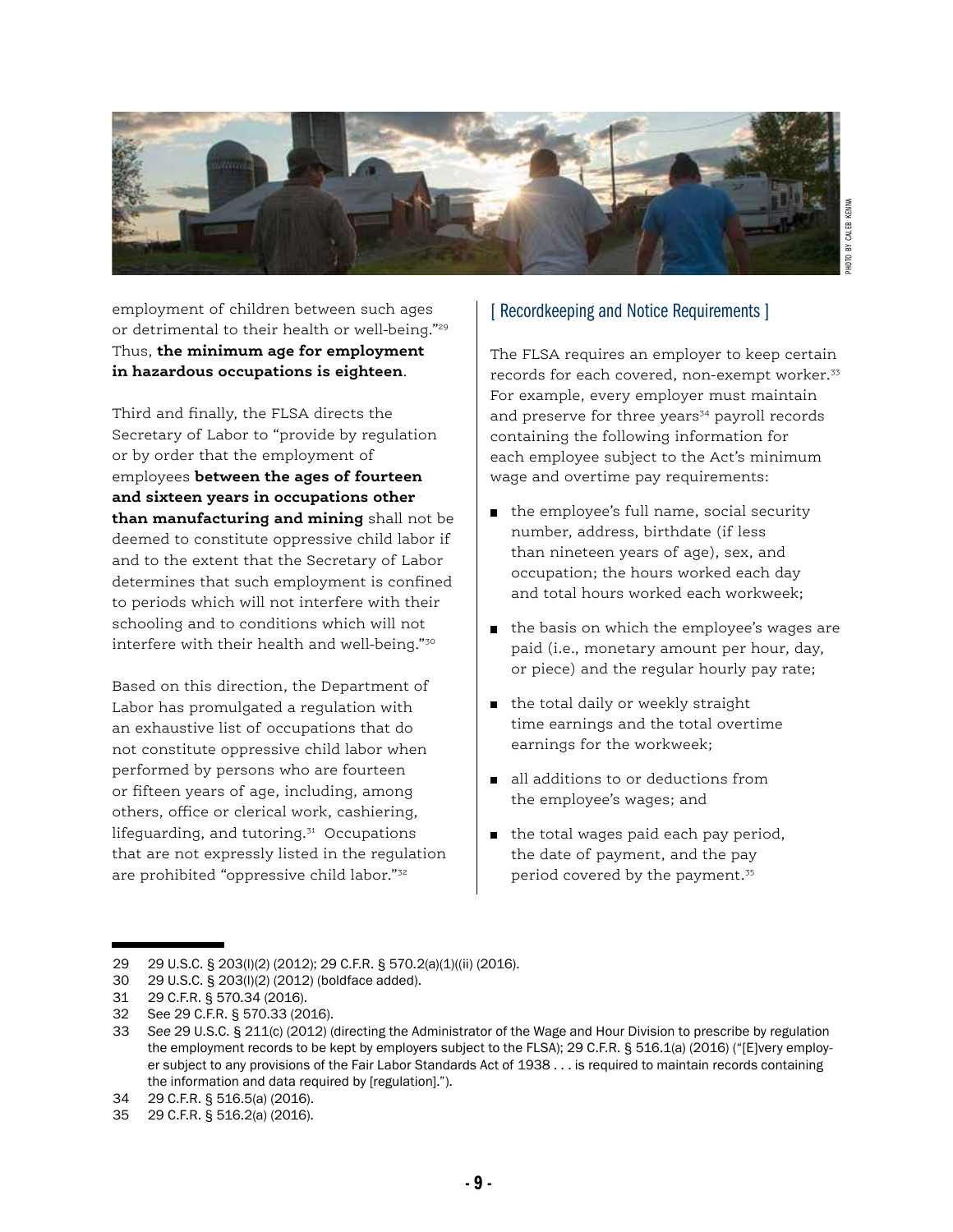employment of children between such ages or detrimental to their health or well-being."[29] Thus, **the minimum age for employment in hazardous occupations is eighteen**.

Third and finally, the FLSA directs the Secretary of Labor to "provide by regulation or by order that the employment of employees **between the ages of fourteen and sixteen years in occupations other than manufacturing and mining** shall not be deemed to constitute oppressive child labor if and to the extent that the Secretary of Labor determines that such employment is confined to periods which will not interfere with their schooling and to conditions which will not interfere with their health and well-being."[30]

Based on this direction, the Department of Labor has promulgated a regulation with an exhaustive list of occupations that do not constitute oppressive child labor when performed by persons who are fourteen or fifteen years of age, including, among others, office or clerical work, cashiering, lifeguarding, and tutoring.[31] Occupations that are not expressly listed in the regulation are prohibited "oppressive child labor."[32]

## [ Recordkeeping and Notice Requirements ]

The FLSA requires an employer to keep certain records for each covered, non-exempt worker.[33] For example, every employer must maintain and preserve for three years[34] payroll records containing the following information for each employee subject to the Act's minimum wage and overtime pay requirements:

- the employee's full name, social security number, address, birthdate (if less than nineteen years of age), sex, and occupation; the hours worked each day and total hours worked each workweek;
- the basis on which the employee's wages are paid (i.e., monetary amount per hour, day, or piece) and the regular hourly pay rate;
- the total daily or weekly straight time earnings and the total overtime earnings for the workweek;
- all additions to or deductions from the employee's wages; and
- the total wages paid each pay period, the date of payment, and the pay period covered by the payment.[35]

---

29 29 U.S.C. § 203(l)(2) (2012); 29 C.F.R. § 570.2(a)(1)((ii) (2016).

30 29 U.S.C. § 203(l)(2) (2012) (boldface added).

31 29 C.F.R. § 570.34 (2016).

32 See 29 C.F.R. § 570.33 (2016).

33 *See* 29 U.S.C. § 211(c) (2012) (directing the Administrator of the Wage and Hour Division to prescribe by regulation the employment records to be kept by employers subject to the FLSA); 29 C.F.R. § 516.1(a) (2016) ("[E]very employer subject to any provisions of the Fair Labor Standards Act of 1938 . . . is required to maintain records containing the information and data required by [regulation].").

34 29 C.F.R. § 516.5(a) (2016).

35 29 C.F.R. § 516.2(a) (2016).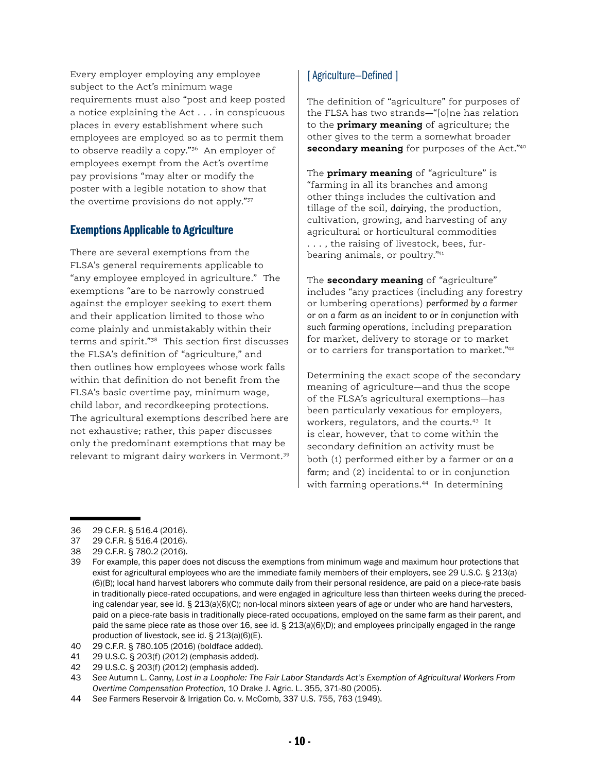Every employer employing any employee subject to the Act's minimum wage requirements must also "post and keep posted a notice explaining the Act . . . in conspicuous places in every establishment where such employees are employed so as to permit them to observe readily a copy."[36] An employer of employees exempt from the Act's overtime pay provisions "may alter or modify the poster with a legible notation to show that the overtime provisions do not apply."[37]

## Exemptions Applicable to Agriculture

There are several exemptions from the FLSA's general requirements applicable to "any employee employed in agriculture." The exemptions "are to be narrowly construed against the employer seeking to exert them and their application limited to those who come plainly and unmistakably within their terms and spirit."[38] This section first discusses the FLSA's definition of "agriculture," and then outlines how employees whose work falls within that definition do not benefit from the FLSA's basic overtime pay, minimum wage, child labor, and recordkeeping protections. The agricultural exemptions described here are not exhaustive; rather, this paper discusses only the predominant exemptions that may be relevant to migrant dairy workers in Vermont.[39]

### [ Agriculture—Defined ]

The definition of "agriculture" for purposes of the FLSA has two strands—"[o]ne has relation to the **primary meaning** of agriculture; the other gives to the term a somewhat broader **secondary meaning** for purposes of the Act."[40]

The **primary meaning** of "agriculture" is "farming in all its branches and among other things includes the cultivation and tillage of the soil, *dairying*, the production, cultivation, growing, and harvesting of any agricultural or horticultural commodities . . . , the raising of livestock, bees, fur-bearing animals, or poultry."[41]

The **secondary meaning** of "agriculture" includes "any practices (including any forestry or lumbering operations) *performed by a farmer or on a farm as an incident to or in conjunction with such farming operations*, including preparation for market, delivery to storage or to market or to carriers for transportation to market."[42]

Determining the exact scope of the secondary meaning of agriculture—and thus the scope of the FLSA's agricultural exemptions—has been particularly vexatious for employers, workers, regulators, and the courts.[43] It is clear, however, that to come within the secondary definition an activity must be both (1) performed either by a farmer or *on a farm*; and (2) incidental to or in conjunction with farming operations.[44] In determining

---

36 29 C.F.R. § 516.4 (2016).

37 29 C.F.R. § 516.4 (2016).

38 29 C.F.R. § 780.2 (2016).

39 For example, this paper does not discuss the exemptions from minimum wage and maximum hour protections that exist for agricultural employees who are the immediate family members of their employers, see 29 U.S.C. § 213(a)(6)(B); local hand harvest laborers who commute daily from their personal residence, are paid on a piece-rate basis in traditionally piece-rated occupations, and were engaged in agriculture less than thirteen weeks during the preceding calendar year, see id. § 213(a)(6)(C); non-local minors sixteen years of age or under who are hand harvesters, paid on a piece-rate basis in traditionally piece-rated occupations, employed on the same farm as their parent, and paid the same piece rate as those over 16, see id. § 213(a)(6)(D); and employees principally engaged in the range production of livestock, see id. § 213(a)(6)(E).

40 29 C.F.R. § 780.105 (2016) (boldface added).

41 29 U.S.C. § 203(f) (2012) (emphasis added).

42 29 U.S.C. § 203(f) (2012) (emphasis added).

43 *See* Autumn L. Canny, *Lost in a Loophole: The Fair Labor Standards Act's Exemption of Agricultural Workers From Overtime Compensation Protection*, 10 Drake J. Agric. L. 355, 371-80 (2005).

44 *See* Farmers Reservoir & Irrigation Co. v. McComb, 337 U.S. 755, 763 (1949).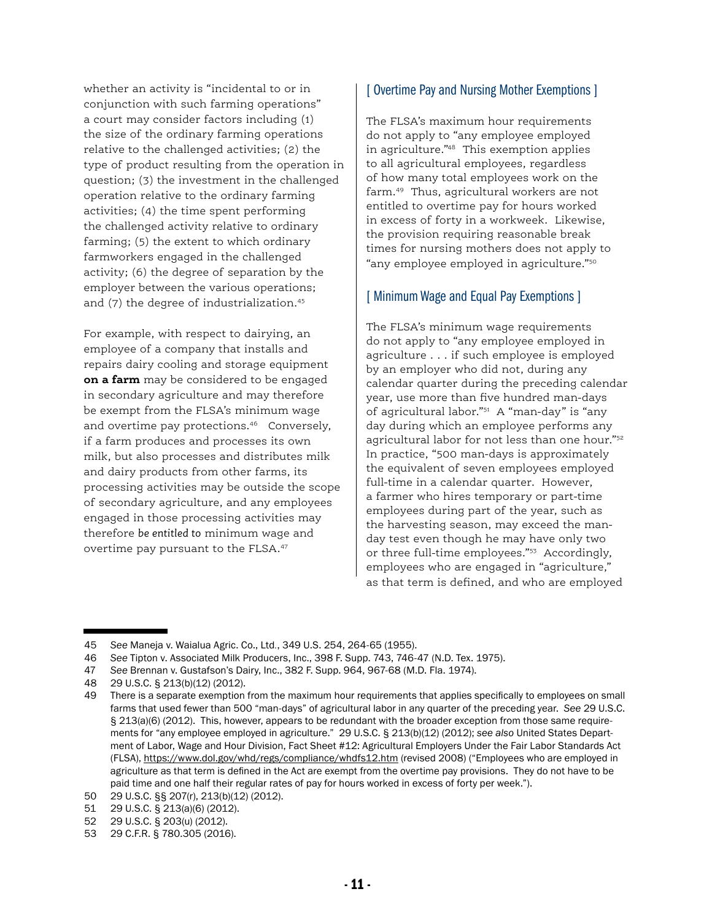whether an activity is "incidental to or in conjunction with such farming operations" a court may consider factors including (1) the size of the ordinary farming operations relative to the challenged activities; (2) the type of product resulting from the operation in question; (3) the investment in the challenged operation relative to the ordinary farming activities; (4) the time spent performing the challenged activity relative to ordinary farming; (5) the extent to which ordinary farmworkers engaged in the challenged activity; (6) the degree of separation by the employer between the various operations; and (7) the degree of industrialization.[45]

For example, with respect to dairying, an employee of a company that installs and repairs dairy cooling and storage equipment **on a farm** may be considered to be engaged in secondary agriculture and may therefore be exempt from the FLSA's minimum wage and overtime pay protections.[46] Conversely, if a farm produces and processes its own milk, but also processes and distributes milk and dairy products from other farms, its processing activities may be outside the scope of secondary agriculture, and any employees engaged in those processing activities may therefore *be entitled to* minimum wage and overtime pay pursuant to the FLSA.[47]

## [ Overtime Pay and Nursing Mother Exemptions ]

The FLSA's maximum hour requirements do not apply to "any employee employed in agriculture."[48] This exemption applies to all agricultural employees, regardless of how many total employees work on the farm.[49] Thus, agricultural workers are not entitled to overtime pay for hours worked in excess of forty in a workweek. Likewise, the provision requiring reasonable break times for nursing mothers does not apply to "any employee employed in agriculture."[50]

## [ Minimum Wage and Equal Pay Exemptions ]

The FLSA's minimum wage requirements do not apply to "any employee employed in agriculture . . . if such employee is employed by an employer who did not, during any calendar quarter during the preceding calendar year, use more than five hundred man-days of agricultural labor."[51] A "man-day" is "any day during which an employee performs any agricultural labor for not less than one hour."[52] In practice, "500 man-days is approximately the equivalent of seven employees employed full-time in a calendar quarter. However, a farmer who hires temporary or part-time employees during part of the year, such as the harvesting season, may exceed the man-day test even though he may have only two or three full-time employees."[53] Accordingly, employees who are engaged in "agriculture," as that term is defined, and who are employed

---

45 *See* Maneja v. Waialua Agric. Co., Ltd., 349 U.S. 254, 264-65 (1955).

46 *See* Tipton v. Associated Milk Producers, Inc., 398 F. Supp. 743, 746-47 (N.D. Tex. 1975).

47 *See* Brennan v. Gustafson's Dairy, Inc., 382 F. Supp. 964, 967-68 (M.D. Fla. 1974).

48 29 U.S.C. § 213(b)(12) (2012).

49 There is a separate exemption from the maximum hour requirements that applies specifically to employees on small farms that used fewer than 500 "man-days" of agricultural labor in any quarter of the preceding year. *See* 29 U.S.C. § 213(a)(6) (2012). This, however, appears to be redundant with the broader exception from those same requirements for "any employee employed in agriculture." 29 U.S.C. § 213(b)(12) (2012); *see also* United States Department of Labor, Wage and Hour Division, Fact Sheet #12: Agricultural Employers Under the Fair Labor Standards Act (FLSA), https://www.dol.gov/whd/regs/compliance/whdfs12.htm (revised 2008) ("Employees who are employed in agriculture as that term is defined in the Act are exempt from the overtime pay provisions. They do not have to be paid time and one half their regular rates of pay for hours worked in excess of forty per week.").

50 29 U.S.C. §§ 207(r), 213(b)(12) (2012).

51 29 U.S.C. § 213(a)(6) (2012).

52 29 U.S.C. § 203(u) (2012).

53 29 C.F.R. § 780.305 (2016).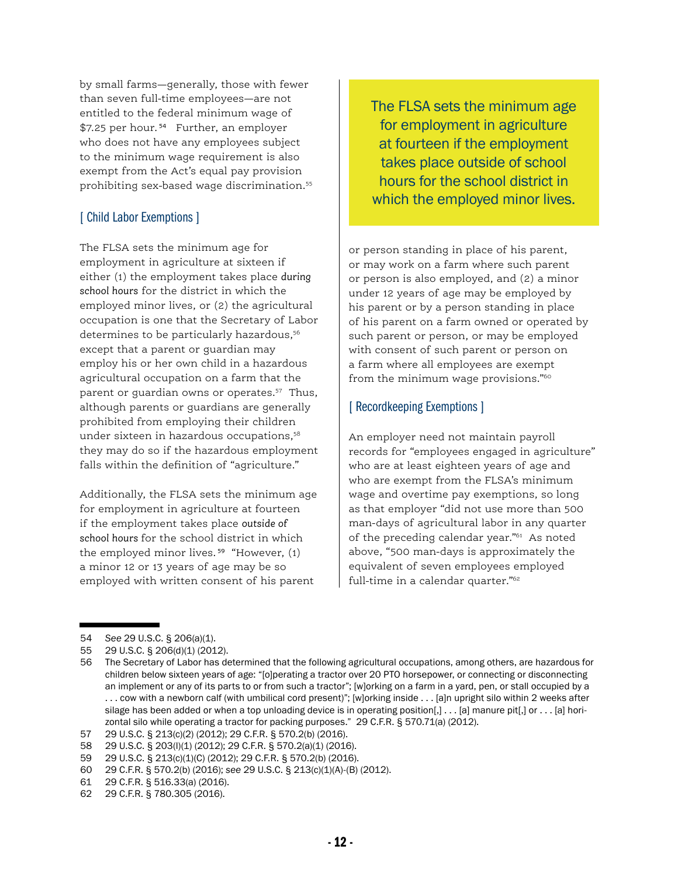by small farms—generally, those with fewer than seven full-time employees—are not entitled to the federal minimum wage of $7.25 per hour.[54] Further, an employer who does not have any employees subject to the minimum wage requirement is also exempt from the Act's equal pay provision prohibiting sex-based wage discrimination.[55]

## [ Child Labor Exemptions ]

The FLSA sets the minimum age for employment in agriculture at sixteen if either (1) the employment takes place *during school hours* for the district in which the employed minor lives, or (2) the agricultural occupation is one that the Secretary of Labor determines to be particularly hazardous,[56] except that a parent or guardian may employ his or her own child in a hazardous agricultural occupation on a farm that the parent or guardian owns or operates.[57] Thus, although parents or guardians are generally prohibited from employing their children under sixteen in hazardous occupations,[58] they may do so if the hazardous employment falls within the definition of "agriculture."

Additionally, the FLSA sets the minimum age for employment in agriculture at fourteen if the employment takes place *outside of school hours* for the school district in which the employed minor lives.[59] "However, (1) a minor 12 or 13 years of age may be so employed with written consent of his parent or person standing in place of his parent, or may work on a farm where such parent or person is also employed, and (2) a minor under 12 years of age may be employed by his parent or by a person standing in place of his parent on a farm owned or operated by such parent or person, or may be employed with consent of such parent or person on a farm where all employees are exempt from the minimum wage provisions."[60]

> The FLSA sets the minimum age for employment in agriculture at fourteen if the employment takes place outside of school hours for the school district in which the employed minor lives.

## [ Recordkeeping Exemptions ]

An employer need not maintain payroll records for "employees engaged in agriculture" who are at least eighteen years of age and who are exempt from the FLSA's minimum wage and overtime pay exemptions, so long as that employer "did not use more than 500 man-days of agricultural labor in any quarter of the preceding calendar year."[61] As noted above, "500 man-days is approximately the equivalent of seven employees employed full-time in a calendar quarter."[62]

---

54 *See* 29 U.S.C. § 206(a)(1).

55 29 U.S.C. § 206(d)(1) (2012).

56 The Secretary of Labor has determined that the following agricultural occupations, among others, are hazardous for children below sixteen years of age: "[o]perating a tractor over 20 PTO horsepower, or connecting or disconnecting an implement or any of its parts to or from such a tractor"; [w]orking on a farm in a yard, pen, or stall occupied by a . . . cow with a newborn calf (with umbilical cord present)"; [w]orking inside . . . [a]n upright silo within 2 weeks after silage has been added or when a top unloading device is in operating position[,] . . . [a] manure pit[,] or . . . [a] horizontal silo while operating a tractor for packing purposes." 29 C.F.R. § 570.71(a) (2012).

57 29 U.S.C. § 213(c)(2) (2012); 29 C.F.R. § 570.2(b) (2016).

58 29 U.S.C. § 203(l)(1) (2012); 29 C.F.R. § 570.2(a)(1) (2016).

59 29 U.S.C. § 213(c)(1)(C) (2012); 29 C.F.R. § 570.2(b) (2016).

60 29 C.F.R. § 570.2(b) (2016); *see* 29 U.S.C. § 213(c)(1)(A)-(B) (2012).

61 29 C.F.R. § 516.33(a) (2016).

62 29 C.F.R. § 780.305 (2016).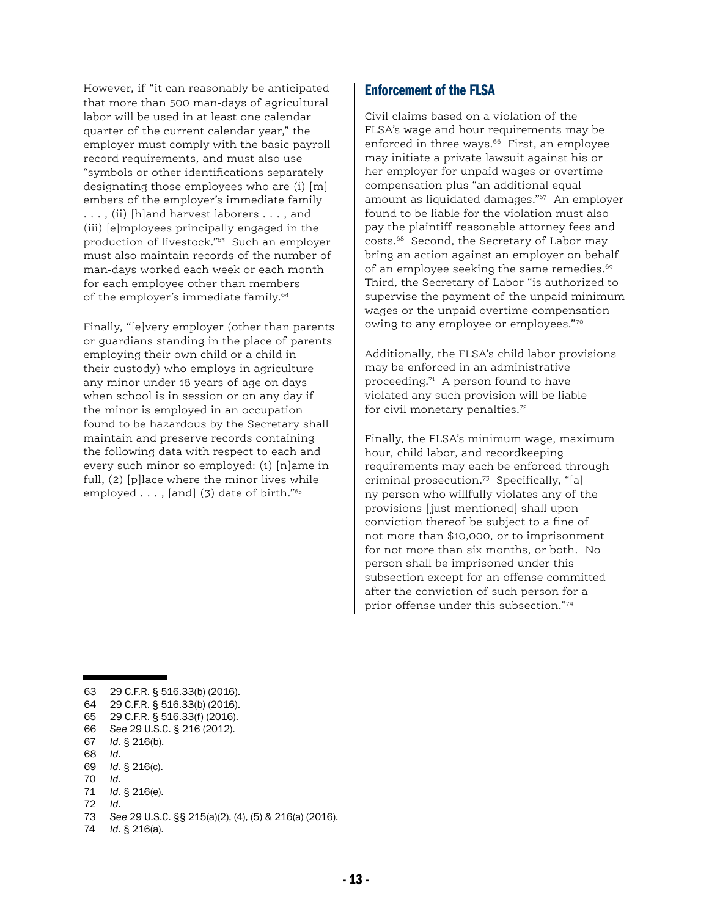However, if "it can reasonably be anticipated that more than 500 man-days of agricultural labor will be used in at least one calendar quarter of the current calendar year," the employer must comply with the basic payroll record requirements, and must also use "symbols or other identifications separately designating those employees who are (i) [m] embers of the employer's immediate family . . . , (ii) [h]and harvest laborers . . . , and (iii) [e]mployees principally engaged in the production of livestock."[63] Such an employer must also maintain records of the number of man-days worked each week or each month for each employee other than members of the employer's immediate family.[64]

Finally, "[e]very employer (other than parents or guardians standing in the place of parents employing their own child or a child in their custody) who employs in agriculture any minor under 18 years of age on days when school is in session or on any day if the minor is employed in an occupation found to be hazardous by the Secretary shall maintain and preserve records containing the following data with respect to each and every such minor so employed: (1) [n]ame in full, (2) [p]lace where the minor lives while employed . . . , [and] (3) date of birth."[65]

## Enforcement of the FLSA

Civil claims based on a violation of the FLSA's wage and hour requirements may be enforced in three ways.[66] First, an employee may initiate a private lawsuit against his or her employer for unpaid wages or overtime compensation plus "an additional equal amount as liquidated damages."[67] An employer found to be liable for the violation must also pay the plaintiff reasonable attorney fees and costs.[68] Second, the Secretary of Labor may bring an action against an employer on behalf of an employee seeking the same remedies.[69] Third, the Secretary of Labor "is authorized to supervise the payment of the unpaid minimum wages or the unpaid overtime compensation owing to any employee or employees."[70]

Additionally, the FLSA's child labor provisions may be enforced in an administrative proceeding.[71] A person found to have violated any such provision will be liable for civil monetary penalties.[72]

Finally, the FLSA's minimum wage, maximum hour, child labor, and recordkeeping requirements may each be enforced through criminal prosecution.[73] Specifically, "[a] ny person who willfully violates any of the provisions [just mentioned] shall upon conviction thereof be subject to a fine of not more than $10,000, or to imprisonment for not more than six months, or both. No person shall be imprisoned under this subsection except for an offense committed after the conviction of such person for a prior offense under this subsection."[74]

---

63 29 C.F.R. § 516.33(b) (2016).
64 29 C.F.R. § 516.33(b) (2016).
65 29 C.F.R. § 516.33(f) (2016).
66 *See* 29 U.S.C. § 216 (2012).
67 *Id.* § 216(b).
68 *Id.*
69 *Id.* § 216(c).
70 *Id.*
71 *Id.* § 216(e).
72 *Id.*
73 *See* 29 U.S.C. §§ 215(a)(2), (4), (5) & 216(a) (2016).
74 *Id.* § 216(a).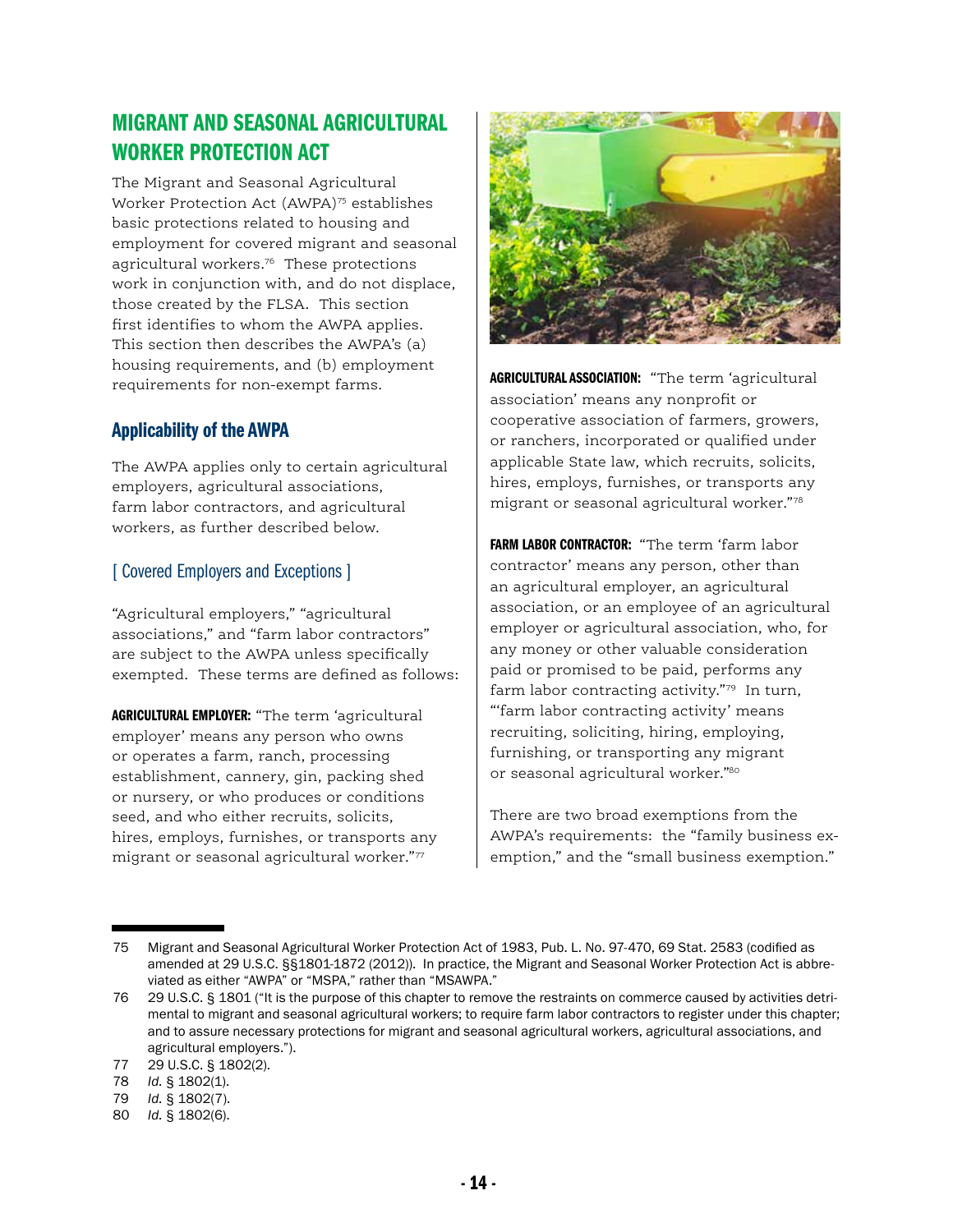## MIGRANT AND SEASONAL AGRICULTURAL WORKER PROTECTION ACT

The Migrant and Seasonal Agricultural Worker Protection Act (AWPA)[75] establishes basic protections related to housing and employment for covered migrant and seasonal agricultural workers.[76] These protections work in conjunction with, and do not displace, those created by the FLSA. This section first identifies to whom the AWPA applies. This section then describes the AWPA's (a) housing requirements, and (b) employment requirements for non-exempt farms.

### Applicability of the AWPA

The AWPA applies only to certain agricultural employers, agricultural associations, farm labor contractors, and agricultural workers, as further described below.

#### [ Covered Employers and Exceptions ]

"Agricultural employers," "agricultural associations," and "farm labor contractors" are subject to the AWPA unless specifically exempted. These terms are defined as follows:

**AGRICULTURAL EMPLOYER:** "The term 'agricultural employer' means any person who owns or operates a farm, ranch, processing establishment, cannery, gin, packing shed or nursery, or who produces or conditions seed, and who either recruits, solicits, hires, employs, furnishes, or transports any migrant or seasonal agricultural worker."[77]

**AGRICULTURAL ASSOCIATION:** "The term 'agricultural association' means any nonprofit or cooperative association of farmers, growers, or ranchers, incorporated or qualified under applicable State law, which recruits, solicits, hires, employs, furnishes, or transports any migrant or seasonal agricultural worker."[78]

**FARM LABOR CONTRACTOR:** "The term 'farm labor contractor' means any person, other than an agricultural employer, an agricultural association, or an employee of an agricultural employer or agricultural association, who, for any money or other valuable consideration paid or promised to be paid, performs any farm labor contracting activity."[79] In turn, "'farm labor contracting activity' means recruiting, soliciting, hiring, employing, furnishing, or transporting any migrant or seasonal agricultural worker."[80]

There are two broad exemptions from the AWPA's requirements: the "family business exemption," and the "small business exemption."

---

75 Migrant and Seasonal Agricultural Worker Protection Act of 1983, Pub. L. No. 97-470, 69 Stat. 2583 (codified as amended at 29 U.S.C. §§1801-1872 (2012)). In practice, the Migrant and Seasonal Worker Protection Act is abbreviated as either "AWPA" or "MSPA," rather than "MSAWPA."

76 29 U.S.C. § 1801 ("It is the purpose of this chapter to remove the restraints on commerce caused by activities detrimental to migrant and seasonal agricultural workers; to require farm labor contractors to register under this chapter; and to assure necessary protections for migrant and seasonal agricultural workers, agricultural associations, and agricultural employers.").

77 29 U.S.C. § 1802(2).

78 *Id.* § 1802(1).

79 *Id.* § 1802(7).

80 *Id.* § 1802(6).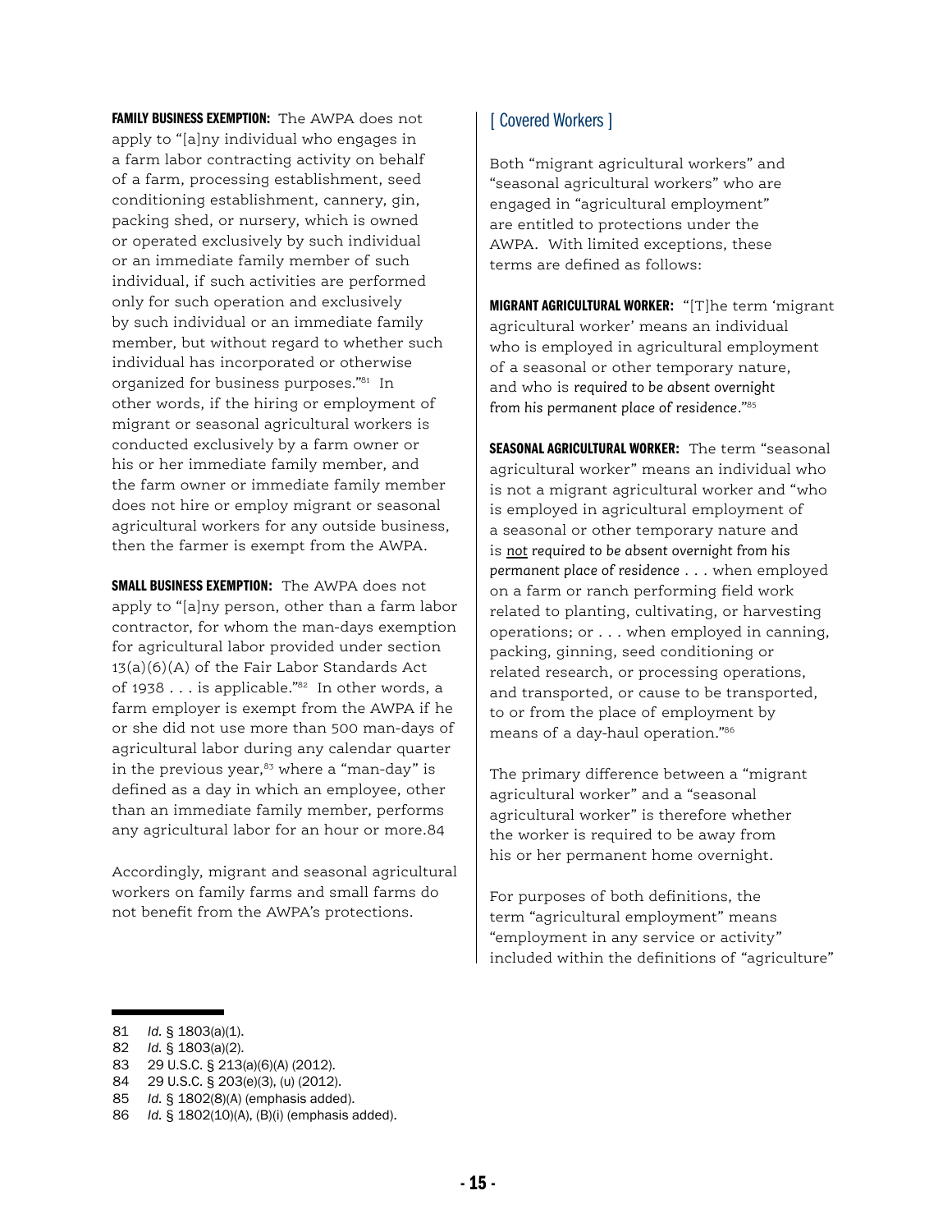**FAMILY BUSINESS EXEMPTION:** The AWPA does not apply to "[a]ny individual who engages in a farm labor contracting activity on behalf of a farm, processing establishment, seed conditioning establishment, cannery, gin, packing shed, or nursery, which is owned or operated exclusively by such individual or an immediate family member of such individual, if such activities are performed only for such operation and exclusively by such individual or an immediate family member, but without regard to whether such individual has incorporated or otherwise organized for business purposes."[81] In other words, if the hiring or employment of migrant or seasonal agricultural workers is conducted exclusively by a farm owner or his or her immediate family member, and the farm owner or immediate family member does not hire or employ migrant or seasonal agricultural workers for any outside business, then the farmer is exempt from the AWPA.

**SMALL BUSINESS EXEMPTION:** The AWPA does not apply to "[a]ny person, other than a farm labor contractor, for whom the man-days exemption for agricultural labor provided under section 13(a)(6)(A) of the Fair Labor Standards Act of 1938 . . . is applicable."[82] In other words, a farm employer is exempt from the AWPA if he or she did not use more than 500 man-days of agricultural labor during any calendar quarter in the previous year,[83] where a "man-day" is defined as a day in which an employee, other than an immediate family member, performs any agricultural labor for an hour or more.84

Accordingly, migrant and seasonal agricultural workers on family farms and small farms do not benefit from the AWPA's protections.

## [ Covered Workers ]

Both "migrant agricultural workers" and "seasonal agricultural workers" who are engaged in "agricultural employment" are entitled to protections under the AWPA. With limited exceptions, these terms are defined as follows:

**MIGRANT AGRICULTURAL WORKER:** "[T]he term 'migrant agricultural worker' means an individual who is employed in agricultural employment of a seasonal or other temporary nature, and who is *required to be absent overnight from his permanent place of residence*."[85]

**SEASONAL AGRICULTURAL WORKER:** The term "seasonal agricultural worker" means an individual who is not a migrant agricultural worker and "who is employed in agricultural employment of a seasonal or other temporary nature and is *not required to be absent overnight from his permanent place of residence* . . . when employed on a farm or ranch performing field work related to planting, cultivating, or harvesting operations; or . . . when employed in canning, packing, ginning, seed conditioning or related research, or processing operations, and transported, or cause to be transported, to or from the place of employment by means of a day-haul operation."[86]

The primary difference between a "migrant agricultural worker" and a "seasonal agricultural worker" is therefore whether the worker is required to be away from his or her permanent home overnight.

For purposes of both definitions, the term "agricultural employment" means "employment in any service or activity" included within the definitions of "agriculture"

---

81 *Id.* § 1803(a)(1).
82 *Id.* § 1803(a)(2).
83 29 U.S.C. § 213(a)(6)(A) (2012).
84 29 U.S.C. § 203(e)(3), (u) (2012).
85 *Id.* § 1802(8)(A) (emphasis added).
86 *Id.* § 1802(10)(A), (B)(i) (emphasis added).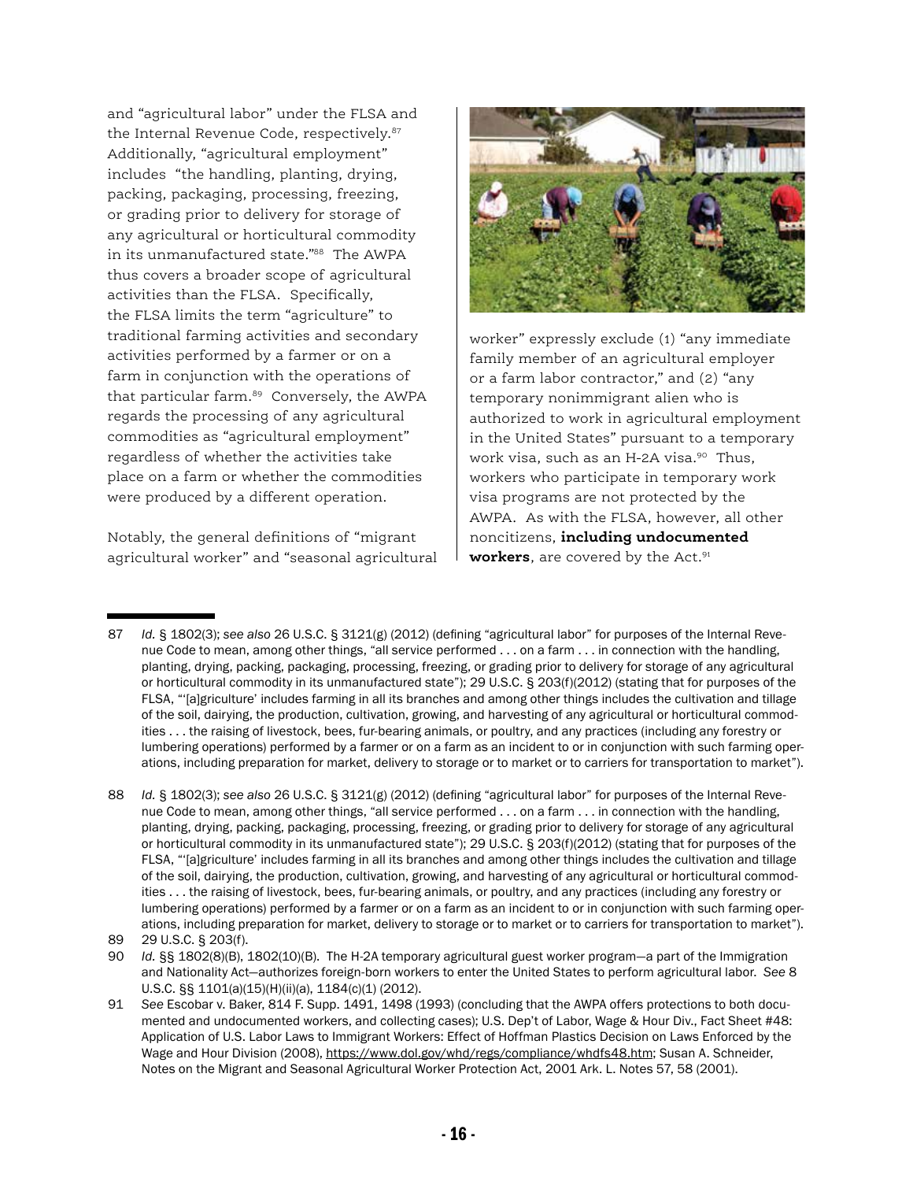and "agricultural labor" under the FLSA and the Internal Revenue Code, respectively.[87] Additionally, "agricultural employment" includes "the handling, planting, drying, packing, packaging, processing, freezing, or grading prior to delivery for storage of any agricultural or horticultural commodity in its unmanufactured state."[88] The AWPA thus covers a broader scope of agricultural activities than the FLSA. Specifically, the FLSA limits the term "agriculture" to traditional farming activities and secondary activities performed by a farmer or on a farm in conjunction with the operations of that particular farm.[89] Conversely, the AWPA regards the processing of any agricultural commodities as "agricultural employment" regardless of whether the activities take place on a farm or whether the commodities were produced by a different operation.

Notably, the general definitions of "migrant agricultural worker" and "seasonal agricultural worker" expressly exclude (1) "any immediate family member of an agricultural employer or a farm labor contractor," and (2) "any temporary nonimmigrant alien who is authorized to work in agricultural employment in the United States" pursuant to a temporary work visa, such as an H-2A visa.[90] Thus, workers who participate in temporary work visa programs are not protected by the AWPA. As with the FLSA, however, all other noncitizens, **including undocumented workers**, are covered by the Act.[91]

---

87 *Id.* § 1802(3); *see also* 26 U.S.C. § 3121(g) (2012) (defining "agricultural labor" for purposes of the Internal Revenue Code to mean, among other things, "all service performed . . . on a farm . . . in connection with the handling, planting, drying, packing, packaging, processing, freezing, or grading prior to delivery for storage of any agricultural or horticultural commodity in its unmanufactured state"); 29 U.S.C. § 203(f)(2012) (stating that for purposes of the FLSA, "'[a]griculture' includes farming in all its branches and among other things includes the cultivation and tillage of the soil, dairying, the production, cultivation, growing, and harvesting of any agricultural or horticultural commodities . . . the raising of livestock, bees, fur-bearing animals, or poultry, and any practices (including any forestry or lumbering operations) performed by a farmer or on a farm as an incident to or in conjunction with such farming operations, including preparation for market, delivery to storage or to market or to carriers for transportation to market").

88 *Id.* § 1802(3); *see also* 26 U.S.C. § 3121(g) (2012) (defining "agricultural labor" for purposes of the Internal Revenue Code to mean, among other things, "all service performed . . . on a farm . . . in connection with the handling, planting, drying, packing, packaging, processing, freezing, or grading prior to delivery for storage of any agricultural or horticultural commodity in its unmanufactured state"); 29 U.S.C. § 203(f)(2012) (stating that for purposes of the FLSA, "'[a]griculture' includes farming in all its branches and among other things includes the cultivation and tillage of the soil, dairying, the production, cultivation, growing, and harvesting of any agricultural or horticultural commodities . . . the raising of livestock, bees, fur-bearing animals, or poultry, and any practices (including any forestry or lumbering operations) performed by a farmer or on a farm as an incident to or in conjunction with such farming operations, including preparation for market, delivery to storage or to market or to carriers for transportation to market").

89 29 U.S.C. § 203(f).

90 *Id.* §§ 1802(8)(B), 1802(10)(B). The H-2A temporary agricultural guest worker program—a part of the Immigration and Nationality Act—authorizes foreign-born workers to enter the United States to perform agricultural labor. *See* 8 U.S.C. §§ 1101(a)(15)(H)(ii)(a), 1184(c)(1) (2012).

91 *See* Escobar v. Baker, 814 F. Supp. 1491, 1498 (1993) (concluding that the AWPA offers protections to both documented and undocumented workers, and collecting cases); U.S. Dep't of Labor, Wage & Hour Div., Fact Sheet #48: Application of U.S. Labor Laws to Immigrant Workers: Effect of Hoffman Plastics Decision on Laws Enforced by the Wage and Hour Division (2008), https://www.dol.gov/whd/regs/compliance/whdfs48.htm; Susan A. Schneider, Notes on the Migrant and Seasonal Agricultural Worker Protection Act, 2001 Ark. L. Notes 57, 58 (2001).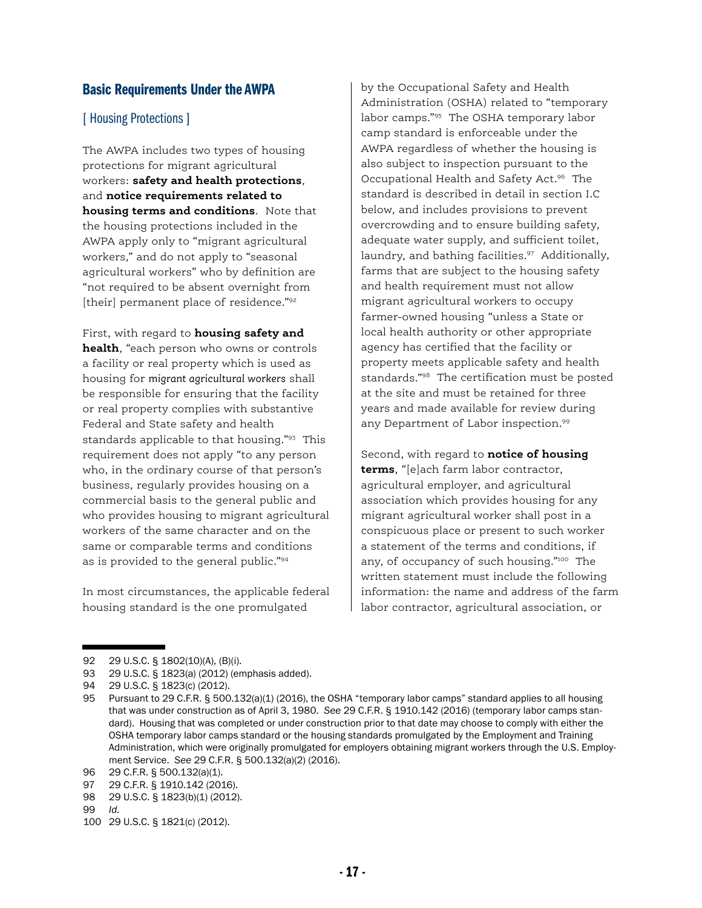## Basic Requirements Under the AWPA

### [ Housing Protections ]

The AWPA includes two types of housing protections for migrant agricultural workers: **safety and health protections**, and **notice requirements related to housing terms and conditions**. Note that the housing protections included in the AWPA apply only to "migrant agricultural workers," and do not apply to "seasonal agricultural workers" who by definition are "not required to be absent overnight from [their] permanent place of residence."[92]

First, with regard to **housing safety and health**, "each person who owns or controls a facility or real property which is used as housing for *migrant agricultural workers* shall be responsible for ensuring that the facility or real property complies with substantive Federal and State safety and health standards applicable to that housing."[93] This requirement does not apply "to any person who, in the ordinary course of that person's business, regularly provides housing on a commercial basis to the general public and who provides housing to migrant agricultural workers of the same character and on the same or comparable terms and conditions as is provided to the general public."[94]

In most circumstances, the applicable federal housing standard is the one promulgated by the Occupational Safety and Health Administration (OSHA) related to "temporary labor camps."[95] The OSHA temporary labor camp standard is enforceable under the AWPA regardless of whether the housing is also subject to inspection pursuant to the Occupational Health and Safety Act.[96] The standard is described in detail in section I.C below, and includes provisions to prevent overcrowding and to ensure building safety, adequate water supply, and sufficient toilet, laundry, and bathing facilities.[97] Additionally, farms that are subject to the housing safety and health requirement must not allow migrant agricultural workers to occupy farmer-owned housing "unless a State or local health authority or other appropriate agency has certified that the facility or property meets applicable safety and health standards."[98] The certification must be posted at the site and must be retained for three years and made available for review during any Department of Labor inspection.[99]

Second, with regard to **notice of housing terms**, "[e]ach farm labor contractor, agricultural employer, and agricultural association which provides housing for any migrant agricultural worker shall post in a conspicuous place or present to such worker a statement of the terms and conditions, if any, of occupancy of such housing."[100] The written statement must include the following information: the name and address of the farm labor contractor, agricultural association, or

---

92 29 U.S.C. § 1802(10)(A), (B)(i).

93 29 U.S.C. § 1823(a) (2012) (emphasis added).

94 29 U.S.C. § 1823(c) (2012).

95 Pursuant to 29 C.F.R. § 500.132(a)(1) (2016), the OSHA "temporary labor camps" standard applies to all housing that was under construction as of April 3, 1980. *See* 29 C.F.R. § 1910.142 (2016) (temporary labor camps standard). Housing that was completed or under construction prior to that date may choose to comply with either the OSHA temporary labor camps standard or the housing standards promulgated by the Employment and Training Administration, which were originally promulgated for employers obtaining migrant workers through the U.S. Employment Service. *See* 29 C.F.R. § 500.132(a)(2) (2016).

96 29 C.F.R. § 500.132(a)(1).

97 29 C.F.R. § 1910.142 (2016).

98 29 U.S.C. § 1823(b)(1) (2012).

99 *Id.*

100 29 U.S.C. § 1821(c) (2012).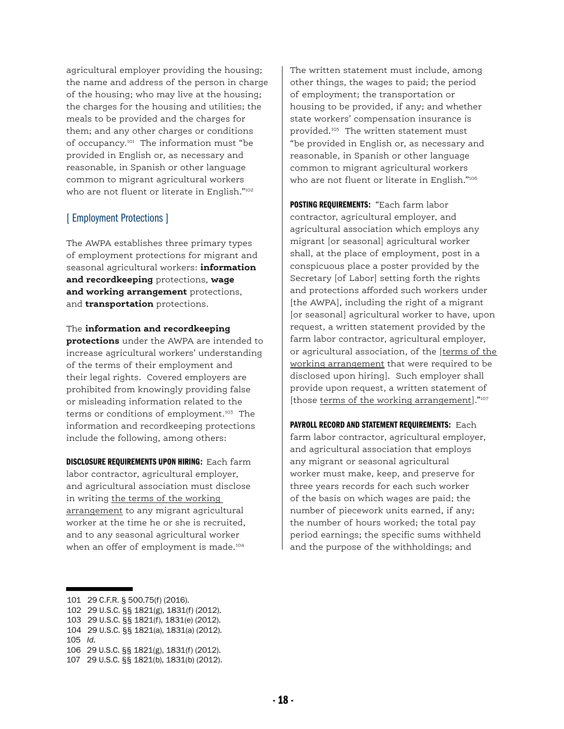agricultural employer providing the housing; the name and address of the person in charge of the housing; who may live at the housing; the charges for the housing and utilities; the meals to be provided and the charges for them; and any other charges or conditions of occupancy.[101] The information must "be provided in English or, as necessary and reasonable, in Spanish or other language common to migrant agricultural workers who are not fluent or literate in English."[102]

## [ Employment Protections ]

The AWPA establishes three primary types of employment protections for migrant and seasonal agricultural workers: **information and recordkeeping** protections, **wage and working arrangement** protections, and **transportation** protections.

The **information and recordkeeping protections** under the AWPA are intended to increase agricultural workers' understanding of the terms of their employment and their legal rights. Covered employers are prohibited from knowingly providing false or misleading information related to the terms or conditions of employment.[103] The information and recordkeeping protections include the following, among others:

**DISCLOSURE REQUIREMENTS UPON HIRING:** Each farm labor contractor, agricultural employer, and agricultural association must disclose in writing the terms of the working arrangement to any migrant agricultural worker at the time he or she is recruited, and to any seasonal agricultural worker when an offer of employment is made.[104] The written statement must include, among other things, the wages to paid; the period of employment; the transportation or housing to be provided, if any; and whether state workers' compensation insurance is provided.[105] The written statement must "be provided in English or, as necessary and reasonable, in Spanish or other language common to migrant agricultural workers who are not fluent or literate in English."[106]

**POSTING REQUIREMENTS:** "Each farm labor contractor, agricultural employer, and agricultural association which employs any migrant [or seasonal] agricultural worker shall, at the place of employment, post in a conspicuous place a poster provided by the Secretary [of Labor] setting forth the rights and protections afforded such workers under [the AWPA], including the right of a migrant [or seasonal] agricultural worker to have, upon request, a written statement provided by the farm labor contractor, agricultural employer, or agricultural association, of the [terms of the working arrangement that were required to be disclosed upon hiring]. Such employer shall provide upon request, a written statement of [those terms of the working arrangement]."[107]

**PAYROLL RECORD AND STATEMENT REQUIREMENTS:** Each farm labor contractor, agricultural employer, and agricultural association that employs any migrant or seasonal agricultural worker must make, keep, and preserve for three years records for each such worker of the basis on which wages are paid; the number of piecework units earned, if any; the number of hours worked; the total pay period earnings; the specific sums withheld and the purpose of the withholdings; and

---

101 29 C.F.R. § 500.75(f) (2016).
102 29 U.S.C. §§ 1821(g), 1831(f) (2012).
103 29 U.S.C. §§ 1821(f), 1831(e) (2012).
104 29 U.S.C. §§ 1821(a), 1831(a) (2012).
105 *Id.*
106 29 U.S.C. §§ 1821(g), 1831(f) (2012).
107 29 U.S.C. §§ 1821(b), 1831(b) (2012).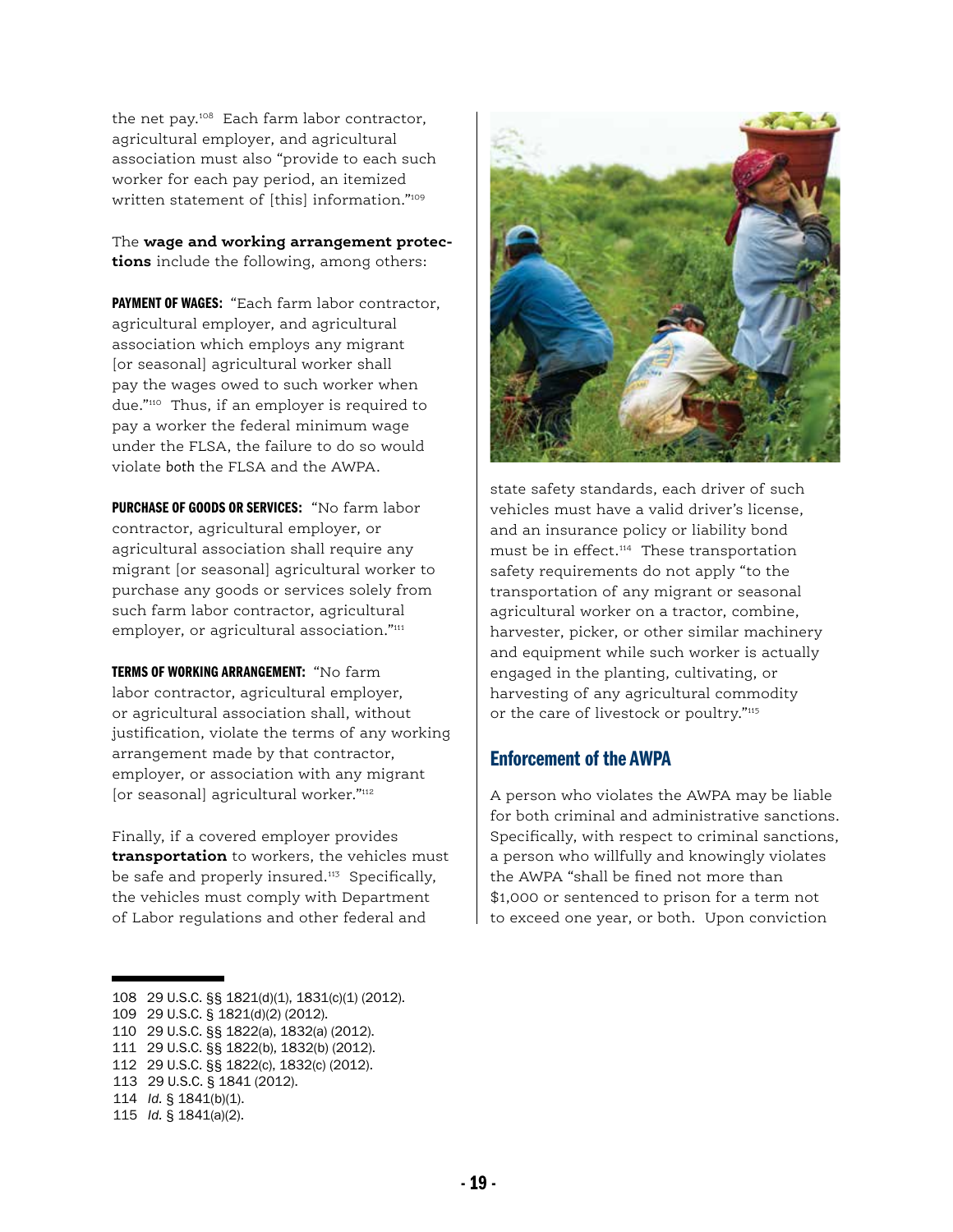the net pay.[108] Each farm labor contractor, agricultural employer, and agricultural association must also "provide to each such worker for each pay period, an itemized written statement of [this] information."[109]

The **wage and working arrangement protections** include the following, among others:

**PAYMENT OF WAGES:** "Each farm labor contractor, agricultural employer, and agricultural association which employs any migrant [or seasonal] agricultural worker shall pay the wages owed to such worker when due."[110] Thus, if an employer is required to pay a worker the federal minimum wage under the FLSA, the failure to do so would violate *both* the FLSA and the AWPA.

**PURCHASE OF GOODS OR SERVICES:** "No farm labor contractor, agricultural employer, or agricultural association shall require any migrant [or seasonal] agricultural worker to purchase any goods or services solely from such farm labor contractor, agricultural employer, or agricultural association."[111]

**TERMS OF WORKING ARRANGEMENT:** "No farm labor contractor, agricultural employer, or agricultural association shall, without justification, violate the terms of any working arrangement made by that contractor, employer, or association with any migrant [or seasonal] agricultural worker."[112]

Finally, if a covered employer provides **transportation** to workers, the vehicles must be safe and properly insured.[113] Specifically, the vehicles must comply with Department of Labor regulations and other federal and state safety standards, each driver of such vehicles must have a valid driver's license, and an insurance policy or liability bond must be in effect.[114] These transportation safety requirements do not apply "to the transportation of any migrant or seasonal agricultural worker on a tractor, combine, harvester, picker, or other similar machinery and equipment while such worker is actually engaged in the planting, cultivating, or harvesting of any agricultural commodity or the care of livestock or poultry."[115]

## Enforcement of the AWPA

A person who violates the AWPA may be liable for both criminal and administrative sanctions. Specifically, with respect to criminal sanctions, a person who willfully and knowingly violates the AWPA "shall be fined not more than $1,000 or sentenced to prison for a term not to exceed one year, or both. Upon conviction

---

108 29 U.S.C. §§ 1821(d)(1), 1831(c)(1) (2012).
109 29 U.S.C. § 1821(d)(2) (2012).
110 29 U.S.C. §§ 1822(a), 1832(a) (2012).
111 29 U.S.C. §§ 1822(b), 1832(b) (2012).
112 29 U.S.C. §§ 1822(c), 1832(c) (2012).
113 29 U.S.C. § 1841 (2012).
114 *Id.* § 1841(b)(1).
115 *Id.* § 1841(a)(2).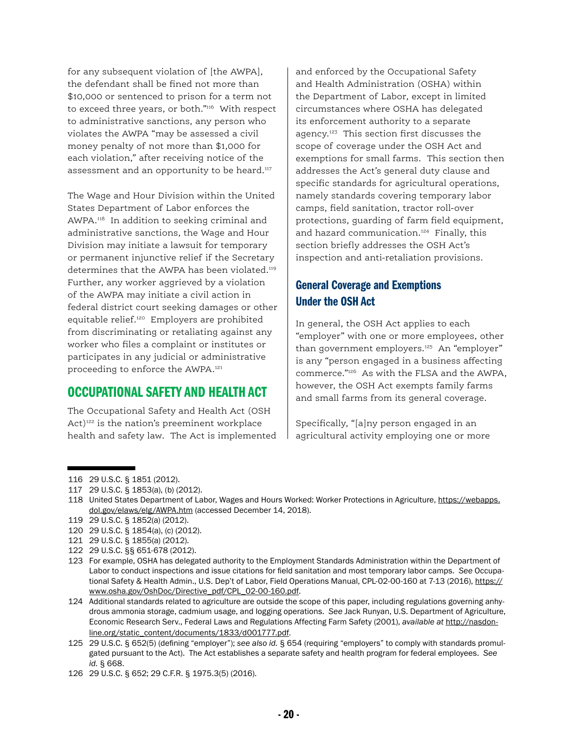for any subsequent violation of [the AWPA], the defendant shall be fined not more than $10,000 or sentenced to prison for a term not to exceed three years, or both."[116] With respect to administrative sanctions, any person who violates the AWPA "may be assessed a civil money penalty of not more than $1,000 for each violation," after receiving notice of the assessment and an opportunity to be heard.[117]

The Wage and Hour Division within the United States Department of Labor enforces the AWPA.[118] In addition to seeking criminal and administrative sanctions, the Wage and Hour Division may initiate a lawsuit for temporary or permanent injunctive relief if the Secretary determines that the AWPA has been violated.[119] Further, any worker aggrieved by a violation of the AWPA may initiate a civil action in federal district court seeking damages or other equitable relief.[120] Employers are prohibited from discriminating or retaliating against any worker who files a complaint or institutes or participates in any judicial or administrative proceeding to enforce the AWPA.[121]

## OCCUPATIONAL SAFETY AND HEALTH ACT

The Occupational Safety and Health Act (OSH Act)[122] is the nation's preeminent workplace health and safety law. The Act is implemented and enforced by the Occupational Safety and Health Administration (OSHA) within the Department of Labor, except in limited circumstances where OSHA has delegated its enforcement authority to a separate agency.[123] This section first discusses the scope of coverage under the OSH Act and exemptions for small farms. This section then addresses the Act's general duty clause and specific standards for agricultural operations, namely standards covering temporary labor camps, field sanitation, tractor roll-over protections, guarding of farm field equipment, and hazard communication.[124] Finally, this section briefly addresses the OSH Act's inspection and anti-retaliation provisions.

### General Coverage and Exemptions Under the OSH Act

In general, the OSH Act applies to each "employer" with one or more employees, other than government employers.[125] An "employer" is any "person engaged in a business affecting commerce."[126] As with the FLSA and the AWPA, however, the OSH Act exempts family farms and small farms from its general coverage.

Specifically, "[a]ny person engaged in an agricultural activity employing one or more

---

116 29 U.S.C. § 1851 (2012).

117 29 U.S.C. § 1853(a), (b) (2012).

118 United States Department of Labor, Wages and Hours Worked: Worker Protections in Agriculture, https://webapps.dol.gov/elaws/elg/AWPA.htm (accessed December 14, 2018).

119 29 U.S.C. § 1852(a) (2012).

120 29 U.S.C. § 1854(a), (c) (2012).

121 29 U.S.C. § 1855(a) (2012).

122 29 U.S.C. §§ 651-678 (2012).

123 For example, OSHA has delegated authority to the Employment Standards Administration within the Department of Labor to conduct inspections and issue citations for field sanitation and most temporary labor camps. *See* Occupational Safety & Health Admin., U.S. Dep't of Labor, Field Operations Manual, CPL-02-00-160 at 7-13 (2016), https://www.osha.gov/OshDoc/Directive_pdf/CPL_02-00-160.pdf.

124 Additional standards related to agriculture are outside the scope of this paper, including regulations governing anhydrous ammonia storage, cadmium usage, and logging operations. *See* Jack Runyan, U.S. Department of Agriculture, Economic Research Serv., Federal Laws and Regulations Affecting Farm Safety (2001), *available at* http://nasdonline.org/static_content/documents/1833/d001777.pdf.

125 29 U.S.C. § 652(5) (defining "employer"); *see also id.* § 654 (requiring "employers" to comply with standards promulgated pursuant to the Act). The Act establishes a separate safety and health program for federal employees. *See id.* § 668.

126 29 U.S.C. § 652; 29 C.F.R. § 1975.3(5) (2016).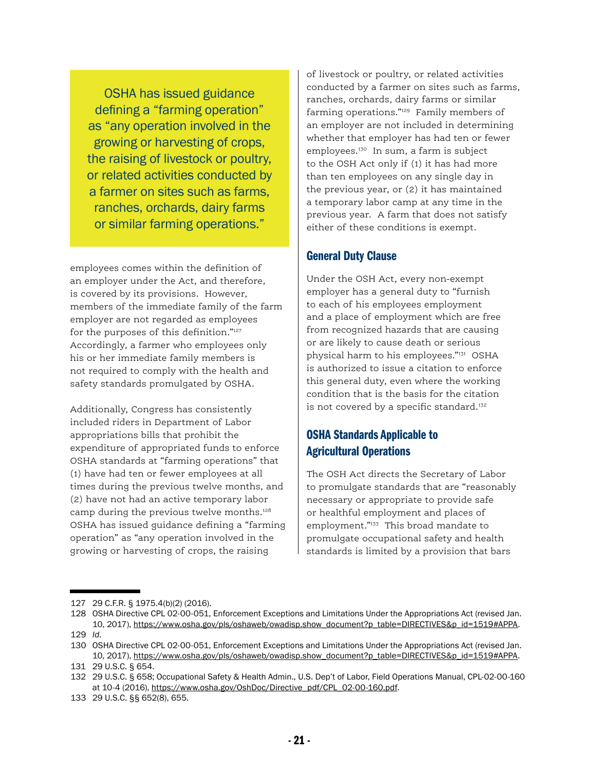> OSHA has issued guidance defining a "farming operation" as "any operation involved in the growing or harvesting of crops, the raising of livestock or poultry, or related activities conducted by a farmer on sites such as farms, ranches, orchards, dairy farms or similar farming operations."

employees comes within the definition of an employer under the Act, and therefore, is covered by its provisions. However, members of the immediate family of the farm employer are not regarded as employees for the purposes of this definition."[127] Accordingly, a farmer who employees only his or her immediate family members is not required to comply with the health and safety standards promulgated by OSHA.

Additionally, Congress has consistently included riders in Department of Labor appropriations bills that prohibit the expenditure of appropriated funds to enforce OSHA standards at "farming operations" that (1) have had ten or fewer employees at all times during the previous twelve months, and (2) have not had an active temporary labor camp during the previous twelve months.[128] OSHA has issued guidance defining a "farming operation" as "any operation involved in the growing or harvesting of crops, the raising of livestock or poultry, or related activities conducted by a farmer on sites such as farms, ranches, orchards, dairy farms or similar farming operations."[129] Family members of an employer are not included in determining whether that employer has had ten or fewer employees.[130] In sum, a farm is subject to the OSH Act only if (1) it has had more than ten employees on any single day in the previous year, or (2) it has maintained a temporary labor camp at any time in the previous year. A farm that does not satisfy either of these conditions is exempt.

## General Duty Clause

Under the OSH Act, every non-exempt employer has a general duty to "furnish to each of his employees employment and a place of employment which are free from recognized hazards that are causing or are likely to cause death or serious physical harm to his employees."[131] OSHA is authorized to issue a citation to enforce this general duty, even where the working condition that is the basis for the citation is not covered by a specific standard.[132]

## OSHA Standards Applicable to Agricultural Operations

The OSH Act directs the Secretary of Labor to promulgate standards that are "reasonably necessary or appropriate to provide safe or healthful employment and places of employment."[133] This broad mandate to promulgate occupational safety and health standards is limited by a provision that bars

---

127 29 C.F.R. § 1975.4(b)(2) (2016).

128 OSHA Directive CPL 02-00-051, Enforcement Exceptions and Limitations Under the Appropriations Act (revised Jan. 10, 2017), https://www.osha.gov/pls/oshaweb/owadisp.show_document?p_table=DIRECTIVES&p_id=1519#APPA.

129 *Id.*

130 OSHA Directive CPL 02-00-051, Enforcement Exceptions and Limitations Under the Appropriations Act (revised Jan. 10, 2017), https://www.osha.gov/pls/oshaweb/owadisp.show_document?p_table=DIRECTIVES&p_id=1519#APPA.

131 29 U.S.C. § 654.

132 29 U.S.C. § 658; Occupational Safety & Health Admin., U.S. Dep't of Labor, Field Operations Manual, CPL-02-00-160 at 10-4 (2016), https://www.osha.gov/OshDoc/Directive_pdf/CPL_02-00-160.pdf.

133 29 U.S.C. §§ 652(8), 655.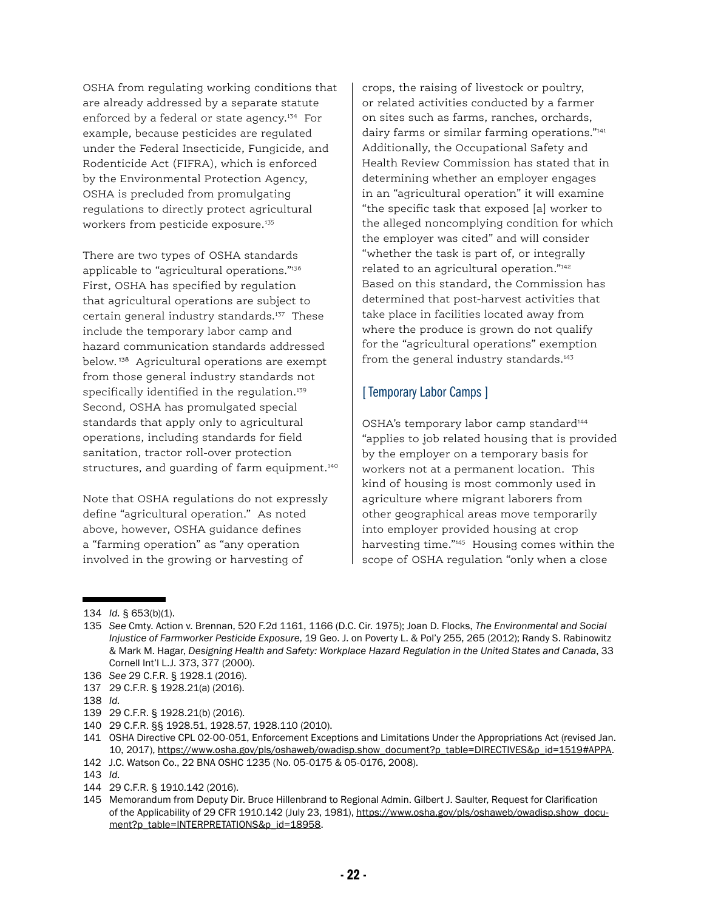OSHA from regulating working conditions that are already addressed by a separate statute enforced by a federal or state agency.[134] For example, because pesticides are regulated under the Federal Insecticide, Fungicide, and Rodenticide Act (FIFRA), which is enforced by the Environmental Protection Agency, OSHA is precluded from promulgating regulations to directly protect agricultural workers from pesticide exposure.[135]

There are two types of OSHA standards applicable to "agricultural operations."[136] First, OSHA has specified by regulation that agricultural operations are subject to certain general industry standards.[137] These include the temporary labor camp and hazard communication standards addressed below.[138] Agricultural operations are exempt from those general industry standards not specifically identified in the regulation.[139] Second, OSHA has promulgated special standards that apply only to agricultural operations, including standards for field sanitation, tractor roll-over protection structures, and guarding of farm equipment.[140]

Note that OSHA regulations do not expressly define "agricultural operation." As noted above, however, OSHA guidance defines a "farming operation" as "any operation involved in the growing or harvesting of crops, the raising of livestock or poultry, or related activities conducted by a farmer on sites such as farms, ranches, orchards, dairy farms or similar farming operations."[141] Additionally, the Occupational Safety and Health Review Commission has stated that in determining whether an employer engages in an "agricultural operation" it will examine "the specific task that exposed [a] worker to the alleged noncomplying condition for which the employer was cited" and will consider "whether the task is part of, or integrally related to an agricultural operation."[142] Based on this standard, the Commission has determined that post-harvest activities that take place in facilities located away from where the produce is grown do not qualify for the "agricultural operations" exemption from the general industry standards.[143]

## [ Temporary Labor Camps ]

OSHA's temporary labor camp standard[144] "applies to job related housing that is provided by the employer on a temporary basis for workers not at a permanent location. This kind of housing is most commonly used in agriculture where migrant laborers from other geographical areas move temporarily into employer provided housing at crop harvesting time."[145] Housing comes within the scope of OSHA regulation "only when a close

---

134 *Id.* § 653(b)(1).

135 *See* Cmty. Action v. Brennan, 520 F.2d 1161, 1166 (D.C. Cir. 1975); Joan D. Flocks, *The Environmental and Social Injustice of Farmworker Pesticide Exposure*, 19 Geo. J. on Poverty L. & Pol'y 255, 265 (2012); Randy S. Rabinowitz & Mark M. Hagar, *Designing Health and Safety: Workplace Hazard Regulation in the United States and Canada*, 33 Cornell Int'l L.J. 373, 377 (2000).

136 *See* 29 C.F.R. § 1928.1 (2016).

137 29 C.F.R. § 1928.21(a) (2016).

138 *Id.*

139 29 C.F.R. § 1928.21(b) (2016).

140 29 C.F.R. §§ 1928.51, 1928.57, 1928.110 (2010).

141 OSHA Directive CPL 02-00-051, Enforcement Exceptions and Limitations Under the Appropriations Act (revised Jan. 10, 2017), https://www.osha.gov/pls/oshaweb/owadisp.show_document?p_table=DIRECTIVES&p_id=1519#APPA.

142 J.C. Watson Co., 22 BNA OSHC 1235 (No. 05-0175 & 05-0176, 2008).

143 *Id.*

144 29 C.F.R. § 1910.142 (2016).

145 Memorandum from Deputy Dir. Bruce Hillenbrand to Regional Admin. Gilbert J. Saulter, Request for Clarification of the Applicability of 29 CFR 1910.142 (July 23, 1981), https://www.osha.gov/pls/oshaweb/owadisp.show_document?p_table=INTERPRETATIONS&p_id=18958.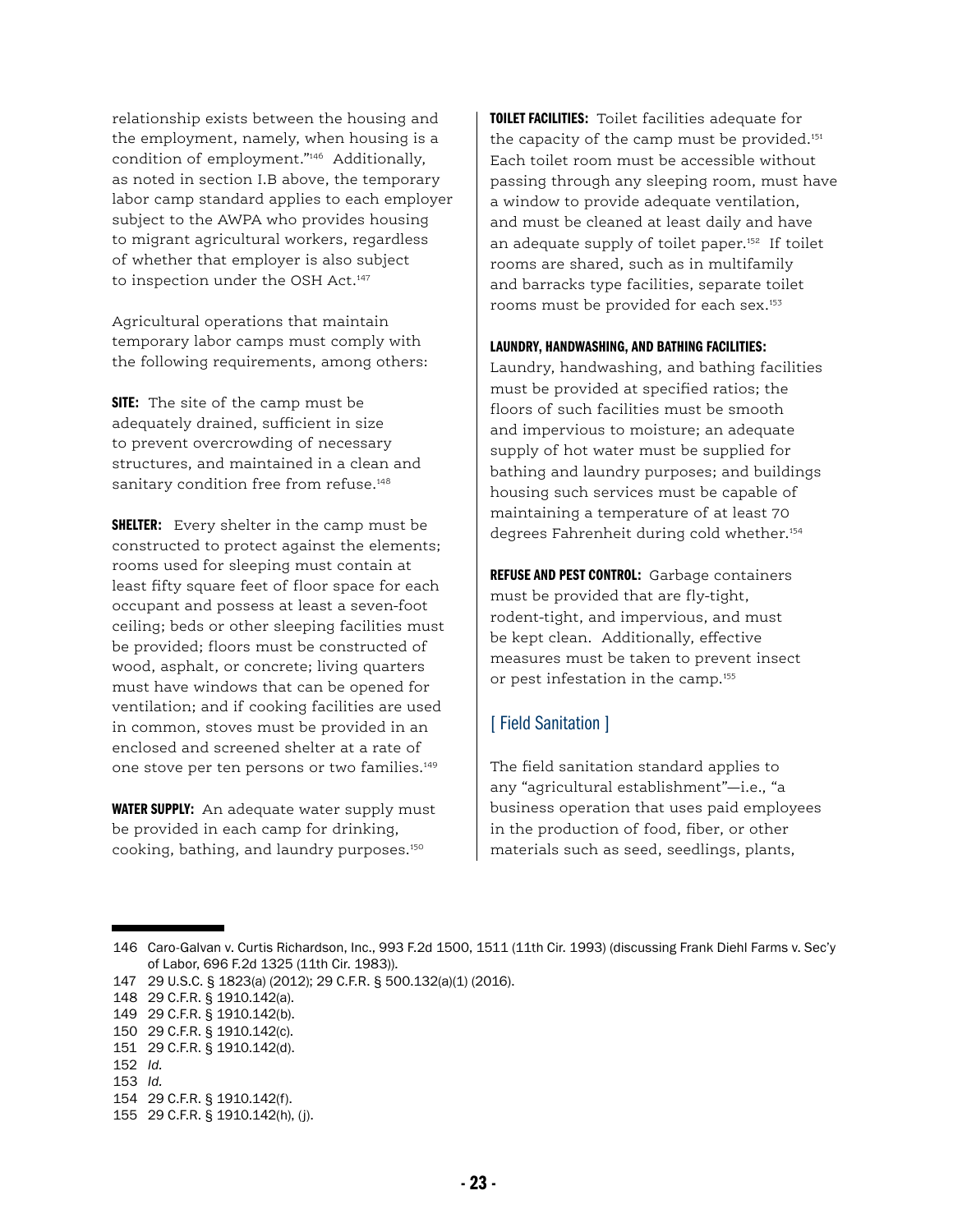relationship exists between the housing and the employment, namely, when housing is a condition of employment."[146] Additionally, as noted in section I.B above, the temporary labor camp standard applies to each employer subject to the AWPA who provides housing to migrant agricultural workers, regardless of whether that employer is also subject to inspection under the OSH Act.[147]

Agricultural operations that maintain temporary labor camps must comply with the following requirements, among others:

**SITE:** The site of the camp must be adequately drained, sufficient in size to prevent overcrowding of necessary structures, and maintained in a clean and sanitary condition free from refuse.[148]

**SHELTER:** Every shelter in the camp must be constructed to protect against the elements; rooms used for sleeping must contain at least fifty square feet of floor space for each occupant and possess at least a seven-foot ceiling; beds or other sleeping facilities must be provided; floors must be constructed of wood, asphalt, or concrete; living quarters must have windows that can be opened for ventilation; and if cooking facilities are used in common, stoves must be provided in an enclosed and screened shelter at a rate of one stove per ten persons or two families.[149]

**WATER SUPPLY:** An adequate water supply must be provided in each camp for drinking, cooking, bathing, and laundry purposes.[150]

**TOILET FACILITIES:** Toilet facilities adequate for the capacity of the camp must be provided.[151] Each toilet room must be accessible without passing through any sleeping room, must have a window to provide adequate ventilation, and must be cleaned at least daily and have an adequate supply of toilet paper.[152] If toilet rooms are shared, such as in multifamily and barracks type facilities, separate toilet rooms must be provided for each sex.[153]

**LAUNDRY, HANDWASHING, AND BATHING FACILITIES:** Laundry, handwashing, and bathing facilities must be provided at specified ratios; the floors of such facilities must be smooth and impervious to moisture; an adequate supply of hot water must be supplied for bathing and laundry purposes; and buildings housing such services must be capable of maintaining a temperature of at least 70 degrees Fahrenheit during cold whether.[154]

**REFUSE AND PEST CONTROL:** Garbage containers must be provided that are fly-tight, rodent-tight, and impervious, and must be kept clean. Additionally, effective measures must be taken to prevent insect or pest infestation in the camp.[155]

## [ Field Sanitation ]

The field sanitation standard applies to any "agricultural establishment"—i.e., "a business operation that uses paid employees in the production of food, fiber, or other materials such as seed, seedlings, plants,

---

146 Caro-Galvan v. Curtis Richardson, Inc., 993 F.2d 1500, 1511 (11th Cir. 1993) (discussing Frank Diehl Farms v. Sec'y of Labor, 696 F.2d 1325 (11th Cir. 1983)).

147 29 U.S.C. § 1823(a) (2012); 29 C.F.R. § 500.132(a)(1) (2016).

148 29 C.F.R. § 1910.142(a).

149 29 C.F.R. § 1910.142(b).

150 29 C.F.R. § 1910.142(c).

151 29 C.F.R. § 1910.142(d).

152 *Id.*

153 *Id.*

154 29 C.F.R. § 1910.142(f).

155 29 C.F.R. § 1910.142(h), (j).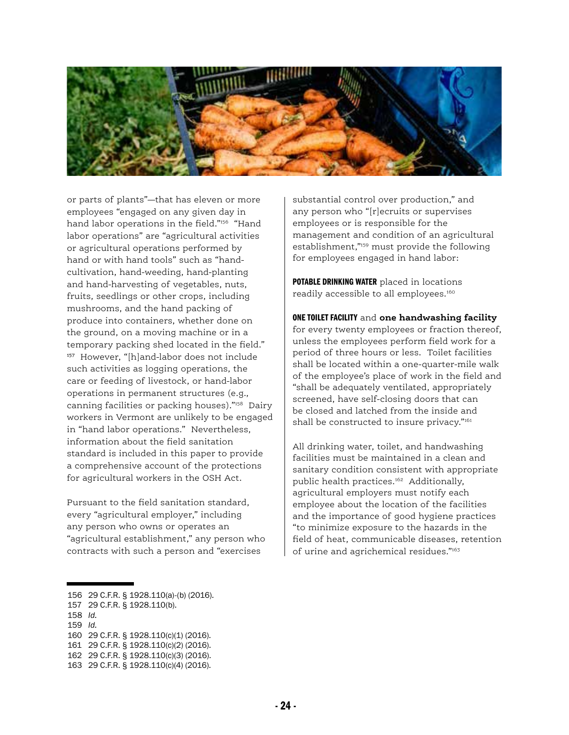or parts of plants"—that has eleven or more employees "engaged on any given day in hand labor operations in the field."[156] "Hand labor operations" are "agricultural activities or agricultural operations performed by hand or with hand tools" such as "hand-cultivation, hand-weeding, hand-planting and hand-harvesting of vegetables, nuts, fruits, seedlings or other crops, including mushrooms, and the hand packing of produce into containers, whether done on the ground, on a moving machine or in a temporary packing shed located in the field."[157] However, "[h]and-labor does not include such activities as logging operations, the care or feeding of livestock, or hand-labor operations in permanent structures (e.g., canning facilities or packing houses)."[158] Dairy workers in Vermont are unlikely to be engaged in "hand labor operations." Nevertheless, information about the field sanitation standard is included in this paper to provide a comprehensive account of the protections for agricultural workers in the OSH Act.

Pursuant to the field sanitation standard, every "agricultural employer," including any person who owns or operates an "agricultural establishment," any person who contracts with such a person and "exercises substantial control over production," and any person who "[r]ecruits or supervises employees or is responsible for the management and condition of an agricultural establishment,"[159] must provide the following for employees engaged in hand labor:

**POTABLE DRINKING WATER** placed in locations readily accessible to all employees.[160]

**ONE TOILET FACILITY** and **one handwashing facility** for every twenty employees or fraction thereof, unless the employees perform field work for a period of three hours or less. Toilet facilities shall be located within a one-quarter-mile walk of the employee's place of work in the field and "shall be adequately ventilated, appropriately screened, have self-closing doors that can be closed and latched from the inside and shall be constructed to insure privacy."[161]

All drinking water, toilet, and handwashing facilities must be maintained in a clean and sanitary condition consistent with appropriate public health practices.[162] Additionally, agricultural employers must notify each employee about the location of the facilities and the importance of good hygiene practices "to minimize exposure to the hazards in the field of heat, communicable diseases, retention of urine and agrichemical residues."[163]

---

156 29 C.F.R. § 1928.110(a)-(b) (2016).
157 29 C.F.R. § 1928.110(b).
158 *Id.*
159 *Id.*
160 29 C.F.R. § 1928.110(c)(1) (2016).
161 29 C.F.R. § 1928.110(c)(2) (2016).
162 29 C.F.R. § 1928.110(c)(3) (2016).
163 29 C.F.R. § 1928.110(c)(4) (2016).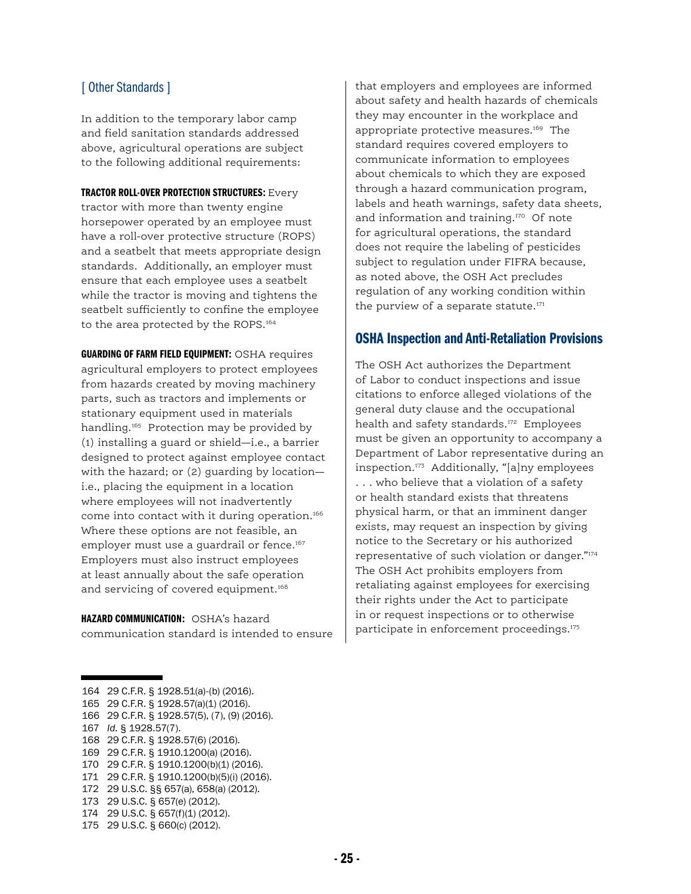## [ Other Standards ]

In addition to the temporary labor camp and field sanitation standards addressed above, agricultural operations are subject to the following additional requirements:

**TRACTOR ROLL-OVER PROTECTION STRUCTURES:** Every tractor with more than twenty engine horsepower operated by an employee must have a roll-over protective structure (ROPS) and a seatbelt that meets appropriate design standards. Additionally, an employer must ensure that each employee uses a seatbelt while the tractor is moving and tightens the seatbelt sufficiently to confine the employee to the area protected by the ROPS.[164]

**GUARDING OF FARM FIELD EQUIPMENT:** OSHA requires agricultural employers to protect employees from hazards created by moving machinery parts, such as tractors and implements or stationary equipment used in materials handling.[165] Protection may be provided by (1) installing a guard or shield—i.e., a barrier designed to protect against employee contact with the hazard; or (2) guarding by location—i.e., placing the equipment in a location where employees will not inadvertently come into contact with it during operation.[166] Where these options are not feasible, an employer must use a guardrail or fence.[167] Employers must also instruct employees at least annually about the safe operation and servicing of covered equipment.[168]

**HAZARD COMMUNICATION:** OSHA's hazard communication standard is intended to ensure that employers and employees are informed about safety and health hazards of chemicals they may encounter in the workplace and appropriate protective measures.[169] The standard requires covered employers to communicate information to employees about chemicals to which they are exposed through a hazard communication program, labels and heath warnings, safety data sheets, and information and training.[170] Of note for agricultural operations, the standard does not require the labeling of pesticides subject to regulation under FIFRA because, as noted above, the OSH Act precludes regulation of any working condition within the purview of a separate statute.[171]

## OSHA Inspection and Anti-Retaliation Provisions

The OSH Act authorizes the Department of Labor to conduct inspections and issue citations to enforce alleged violations of the general duty clause and the occupational health and safety standards.[172] Employees must be given an opportunity to accompany a Department of Labor representative during an inspection.[173] Additionally, "[a]ny employees . . . who believe that a violation of a safety or health standard exists that threatens physical harm, or that an imminent danger exists, may request an inspection by giving notice to the Secretary or his authorized representative of such violation or danger."[174] The OSH Act prohibits employers from retaliating against employees for exercising their rights under the Act to participate in or request inspections or to otherwise participate in enforcement proceedings.[175]

---

164 29 C.F.R. § 1928.51(a)-(b) (2016).
165 29 C.F.R. § 1928.57(a)(1) (2016).
166 29 C.F.R. § 1928.57(5), (7), (9) (2016).
167 *Id.* § 1928.57(7).
168 29 C.F.R. § 1928.57(6) (2016).
169 29 C.F.R. § 1910.1200(a) (2016).
170 29 C.F.R. § 1910.1200(b)(1) (2016).
171 29 C.F.R. § 1910.1200(b)(5)(i) (2016).
172 29 U.S.C. §§ 657(a), 658(a) (2012).
173 29 U.S.C. § 657(e) (2012).
174 29 U.S.C. § 657(f)(1) (2012).
175 29 U.S.C. § 660(c) (2012).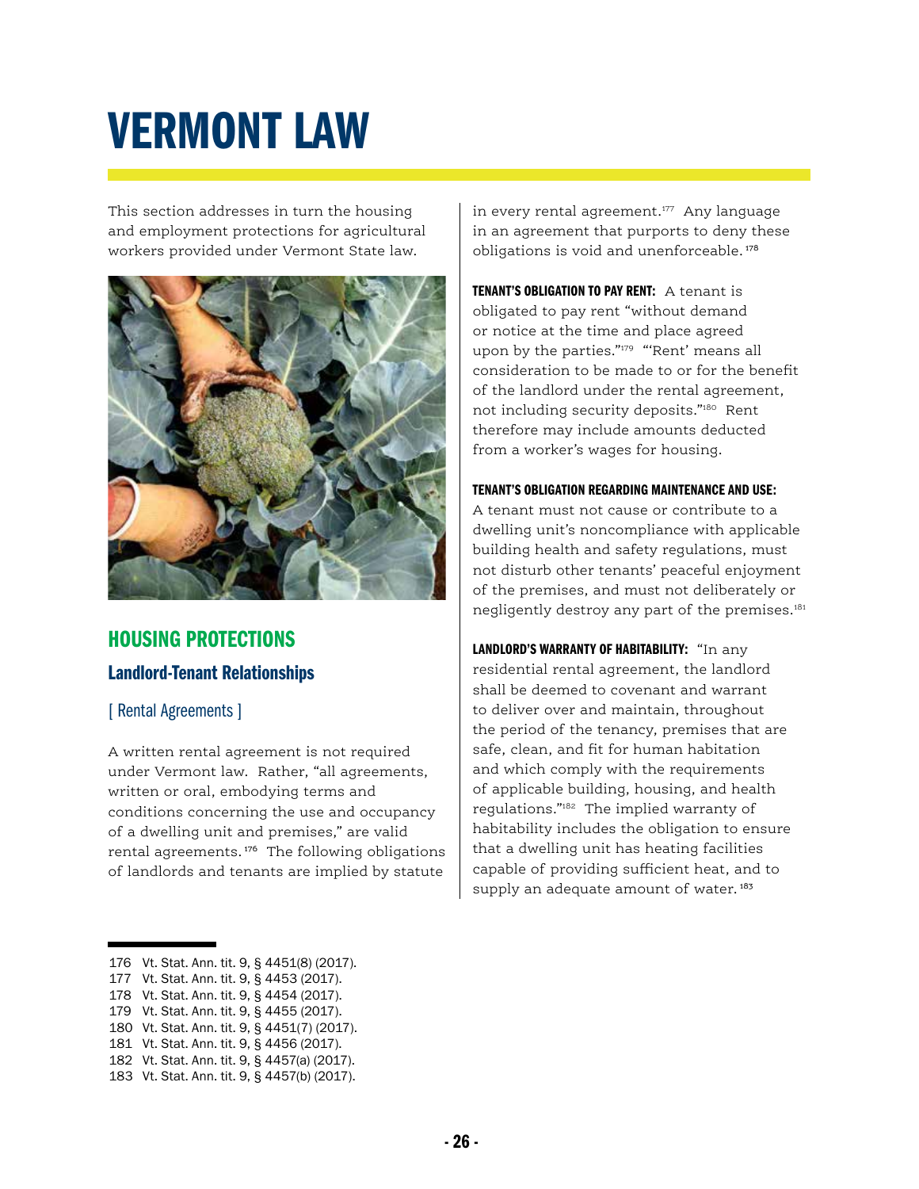# VERMONT LAW

This section addresses in turn the housing and employment protections for agricultural workers provided under Vermont State law.

## HOUSING PROTECTIONS

### Landlord-Tenant Relationships

#### [ Rental Agreements ]

A written rental agreement is not required under Vermont law. Rather, "all agreements, written or oral, embodying terms and conditions concerning the use and occupancy of a dwelling unit and premises," are valid rental agreements.[176] The following obligations of landlords and tenants are implied by statute in every rental agreement.[177] Any language in an agreement that purports to deny these obligations is void and unenforceable.[178]

**TENANT'S OBLIGATION TO PAY RENT:** A tenant is obligated to pay rent "without demand or notice at the time and place agreed upon by the parties."[179] "'Rent' means all consideration to be made to or for the benefit of the landlord under the rental agreement, not including security deposits."[180] Rent therefore may include amounts deducted from a worker's wages for housing.

**TENANT'S OBLIGATION REGARDING MAINTENANCE AND USE:** A tenant must not cause or contribute to a dwelling unit's noncompliance with applicable building health and safety regulations, must not disturb other tenants' peaceful enjoyment of the premises, and must not deliberately or negligently destroy any part of the premises.[181]

**LANDLORD'S WARRANTY OF HABITABILITY:** "In any residential rental agreement, the landlord shall be deemed to covenant and warrant to deliver over and maintain, throughout the period of the tenancy, premises that are safe, clean, and fit for human habitation and which comply with the requirements of applicable building, housing, and health regulations."[182] The implied warranty of habitability includes the obligation to ensure that a dwelling unit has heating facilities capable of providing sufficient heat, and to supply an adequate amount of water.[183]

---

176 Vt. Stat. Ann. tit. 9, § 4451(8) (2017).
177 Vt. Stat. Ann. tit. 9, § 4453 (2017).
178 Vt. Stat. Ann. tit. 9, § 4454 (2017).
179 Vt. Stat. Ann. tit. 9, § 4455 (2017).
180 Vt. Stat. Ann. tit. 9, § 4451(7) (2017).
181 Vt. Stat. Ann. tit. 9, § 4456 (2017).
182 Vt. Stat. Ann. tit. 9, § 4457(a) (2017).
183 Vt. Stat. Ann. tit. 9, § 4457(b) (2017).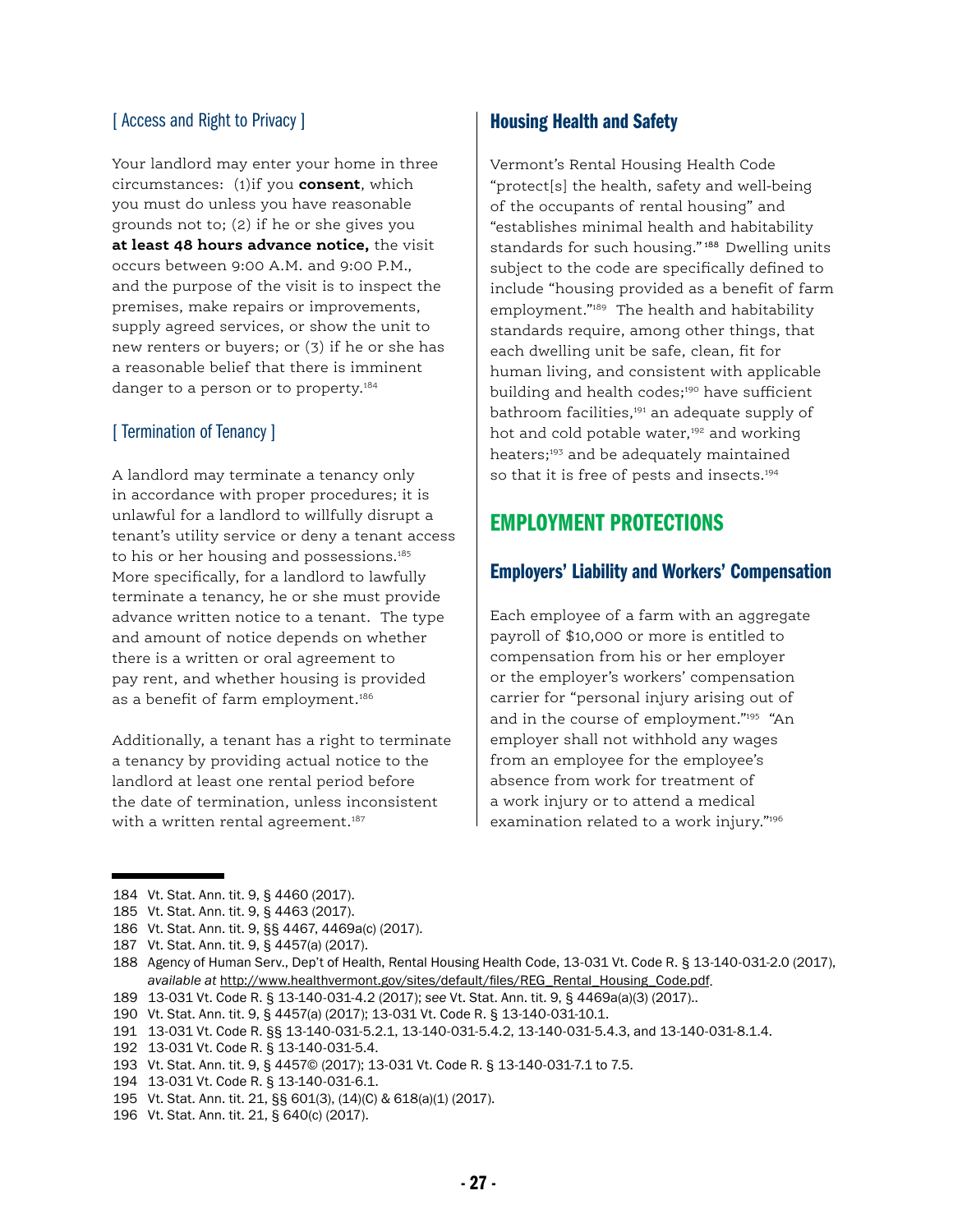### [ Access and Right to Privacy ]

Your landlord may enter your home in three circumstances: (1)if you **consent**, which you must do unless you have reasonable grounds not to; (2) if he or she gives you **at least 48 hours advance notice,** the visit occurs between 9:00 A.M. and 9:00 P.M., and the purpose of the visit is to inspect the premises, make repairs or improvements, supply agreed services, or show the unit to new renters or buyers; or (3) if he or she has a reasonable belief that there is imminent danger to a person or to property.[184]

### [ Termination of Tenancy ]

A landlord may terminate a tenancy only in accordance with proper procedures; it is unlawful for a landlord to willfully disrupt a tenant's utility service or deny a tenant access to his or her housing and possessions.[185] More specifically, for a landlord to lawfully terminate a tenancy, he or she must provide advance written notice to a tenant. The type and amount of notice depends on whether there is a written or oral agreement to pay rent, and whether housing is provided as a benefit of farm employment.[186]

Additionally, a tenant has a right to terminate a tenancy by providing actual notice to the landlord at least one rental period before the date of termination, unless inconsistent with a written rental agreement.[187]

## Housing Health and Safety

Vermont's Rental Housing Health Code "protect[s] the health, safety and well-being of the occupants of rental housing" and "establishes minimal health and habitability standards for such housing."[188] Dwelling units subject to the code are specifically defined to include "housing provided as a benefit of farm employment."[189] The health and habitability standards require, among other things, that each dwelling unit be safe, clean, fit for human living, and consistent with applicable building and health codes;[190] have sufficient bathroom facilities,[191] an adequate supply of hot and cold potable water,[192] and working heaters;[193] and be adequately maintained so that it is free of pests and insects.[194]

# EMPLOYMENT PROTECTIONS

## Employers' Liability and Workers' Compensation

Each employee of a farm with an aggregate payroll of $10,000 or more is entitled to compensation from his or her employer or the employer's workers' compensation carrier for "personal injury arising out of and in the course of employment."[195] "An employer shall not withhold any wages from an employee for the employee's absence from work for treatment of a work injury or to attend a medical examination related to a work injury."[196]

---

184 Vt. Stat. Ann. tit. 9, § 4460 (2017).
185 Vt. Stat. Ann. tit. 9, § 4463 (2017).
186 Vt. Stat. Ann. tit. 9, §§ 4467, 4469a(c) (2017).
187 Vt. Stat. Ann. tit. 9, § 4457(a) (2017).
188 Agency of Human Serv., Dep't of Health, Rental Housing Health Code, 13-031 Vt. Code R. § 13-140-031-2.0 (2017), *available at* http://www.healthvermont.gov/sites/default/files/REG_Rental_Housing_Code.pdf.
189 13-031 Vt. Code R. § 13-140-031-4.2 (2017); *see* Vt. Stat. Ann. tit. 9, § 4469a(a)(3) (2017)..
190 Vt. Stat. Ann. tit. 9, § 4457(a) (2017); 13-031 Vt. Code R. § 13-140-031-10.1.
191 13-031 Vt. Code R. §§ 13-140-031-5.2.1, 13-140-031-5.4.2, 13-140-031-5.4.3, and 13-140-031-8.1.4.
192 13-031 Vt. Code R. § 13-140-031-5.4.
193 Vt. Stat. Ann. tit. 9, § 4457© (2017); 13-031 Vt. Code R. § 13-140-031-7.1 to 7.5.
194 13-031 Vt. Code R. § 13-140-031-6.1.
195 Vt. Stat. Ann. tit. 21, §§ 601(3), (14)(C) & 618(a)(1) (2017).
196 Vt. Stat. Ann. tit. 21, § 640(c) (2017).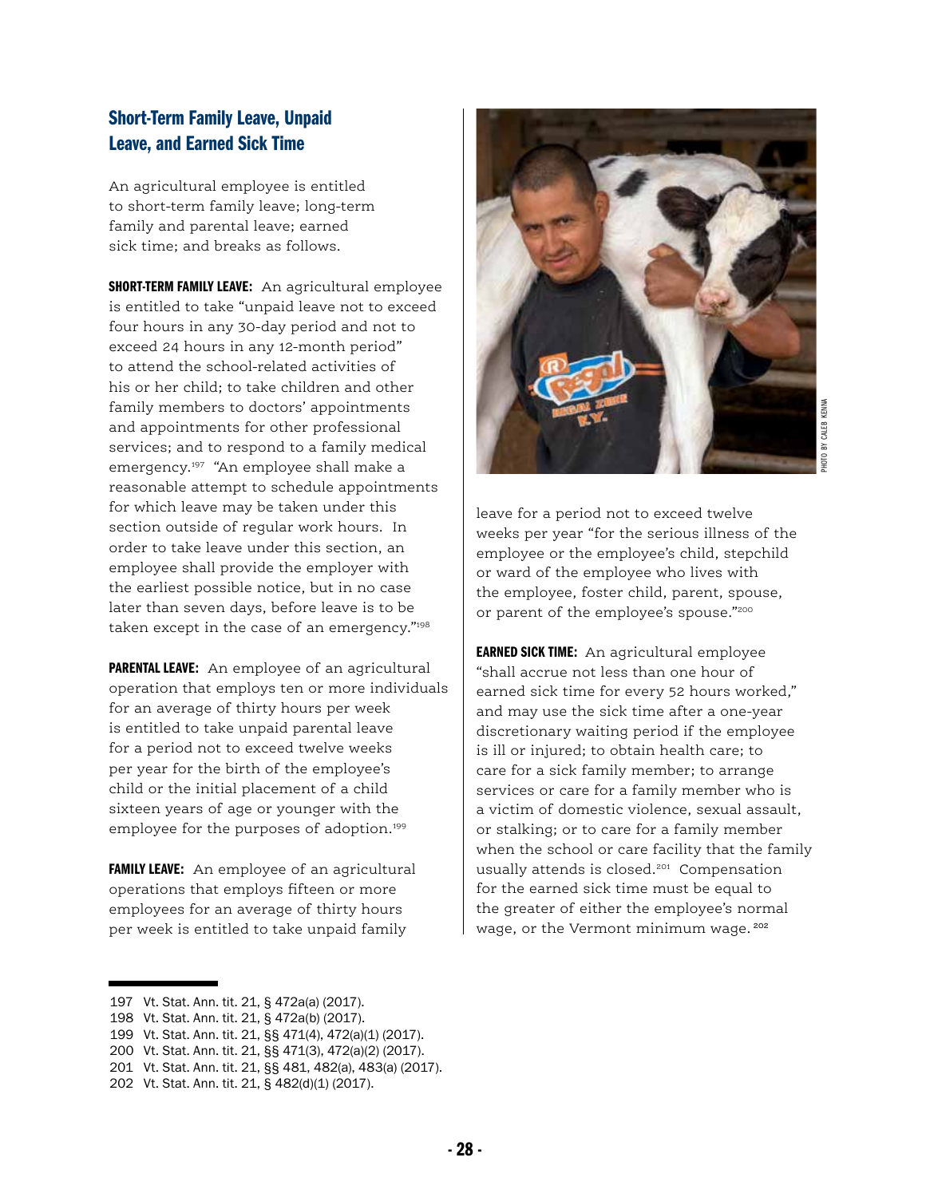## Short-Term Family Leave, Unpaid Leave, and Earned Sick Time

An agricultural employee is entitled to short-term family leave; long-term family and parental leave; earned sick time; and breaks as follows.

**SHORT-TERM FAMILY LEAVE:** An agricultural employee is entitled to take "unpaid leave not to exceed four hours in any 30-day period and not to exceed 24 hours in any 12-month period" to attend the school-related activities of his or her child; to take children and other family members to doctors' appointments and appointments for other professional services; and to respond to a family medical emergency.[197] "An employee shall make a reasonable attempt to schedule appointments for which leave may be taken under this section outside of regular work hours. In order to take leave under this section, an employee shall provide the employer with the earliest possible notice, but in no case later than seven days, before leave is to be taken except in the case of an emergency."[198]

**PARENTAL LEAVE:** An employee of an agricultural operation that employs ten or more individuals for an average of thirty hours per week is entitled to take unpaid parental leave for a period not to exceed twelve weeks per year for the birth of the employee's child or the initial placement of a child sixteen years of age or younger with the employee for the purposes of adoption.[199]

**FAMILY LEAVE:** An employee of an agricultural operations that employs fifteen or more employees for an average of thirty hours per week is entitled to take unpaid family leave for a period not to exceed twelve weeks per year "for the serious illness of the employee or the employee's child, stepchild or ward of the employee who lives with the employee, foster child, parent, spouse, or parent of the employee's spouse."[200]

PHOTO BY CALEB KENNA

**EARNED SICK TIME:** An agricultural employee "shall accrue not less than one hour of earned sick time for every 52 hours worked," and may use the sick time after a one-year discretionary waiting period if the employee is ill or injured; to obtain health care; to care for a sick family member; to arrange services or care for a family member who is a victim of domestic violence, sexual assault, or stalking; or to care for a family member when the school or care facility that the family usually attends is closed.[201] Compensation for the earned sick time must be equal to the greater of either the employee's normal wage, or the Vermont minimum wage.[202]

---

197 Vt. Stat. Ann. tit. 21, § 472a(a) (2017).
198 Vt. Stat. Ann. tit. 21, § 472a(b) (2017).
199 Vt. Stat. Ann. tit. 21, §§ 471(4), 472(a)(1) (2017).
200 Vt. Stat. Ann. tit. 21, §§ 471(3), 472(a)(2) (2017).
201 Vt. Stat. Ann. tit. 21, §§ 481, 482(a), 483(a) (2017).
202 Vt. Stat. Ann. tit. 21, § 482(d)(1) (2017).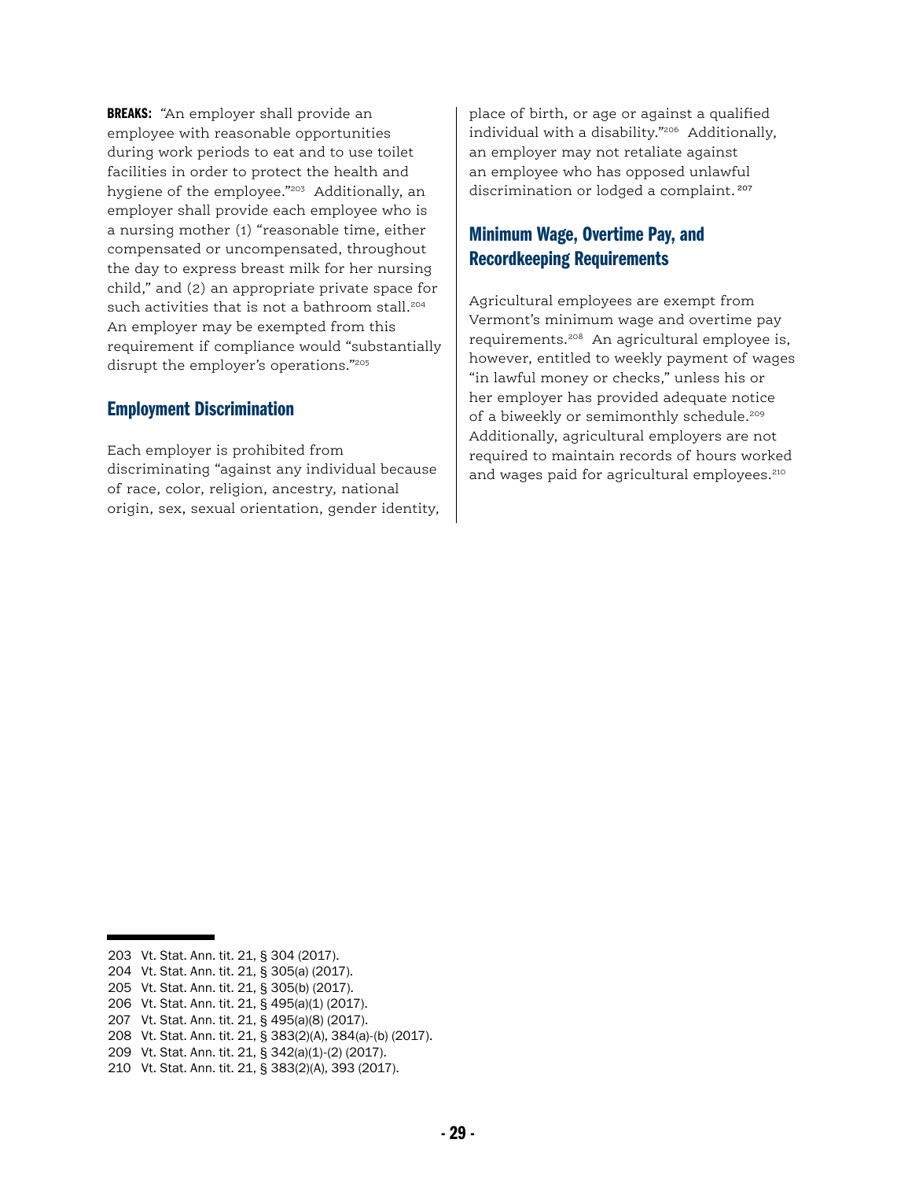**BREAKS:** "An employer shall provide an employee with reasonable opportunities during work periods to eat and to use toilet facilities in order to protect the health and hygiene of the employee."[203] Additionally, an employer shall provide each employee who is a nursing mother (1) "reasonable time, either compensated or uncompensated, throughout the day to express breast milk for her nursing child," and (2) an appropriate private space for such activities that is not a bathroom stall.[204] An employer may be exempted from this requirement if compliance would "substantially disrupt the employer's operations."[205]

## Employment Discrimination

Each employer is prohibited from discriminating "against any individual because of race, color, religion, ancestry, national origin, sex, sexual orientation, gender identity, place of birth, or age or against a qualified individual with a disability."[206] Additionally, an employer may not retaliate against an employee who has opposed unlawful discrimination or lodged a complaint.[207]

## Minimum Wage, Overtime Pay, and Recordkeeping Requirements

Agricultural employees are exempt from Vermont's minimum wage and overtime pay requirements.[208] An agricultural employee is, however, entitled to weekly payment of wages "in lawful money or checks," unless his or her employer has provided adequate notice of a biweekly or semimonthly schedule.[209] Additionally, agricultural employers are not required to maintain records of hours worked and wages paid for agricultural employees.[210]

---

203 Vt. Stat. Ann. tit. 21, § 304 (2017).
204 Vt. Stat. Ann. tit. 21, § 305(a) (2017).
205 Vt. Stat. Ann. tit. 21, § 305(b) (2017).
206 Vt. Stat. Ann. tit. 21, § 495(a)(1) (2017).
207 Vt. Stat. Ann. tit. 21, § 495(a)(8) (2017).
208 Vt. Stat. Ann. tit. 21, § 383(2)(A), 384(a)-(b) (2017).
209 Vt. Stat. Ann. tit. 21, § 342(a)(1)-(2) (2017).
210 Vt. Stat. Ann. tit. 21, § 383(2)(A), 393 (2017).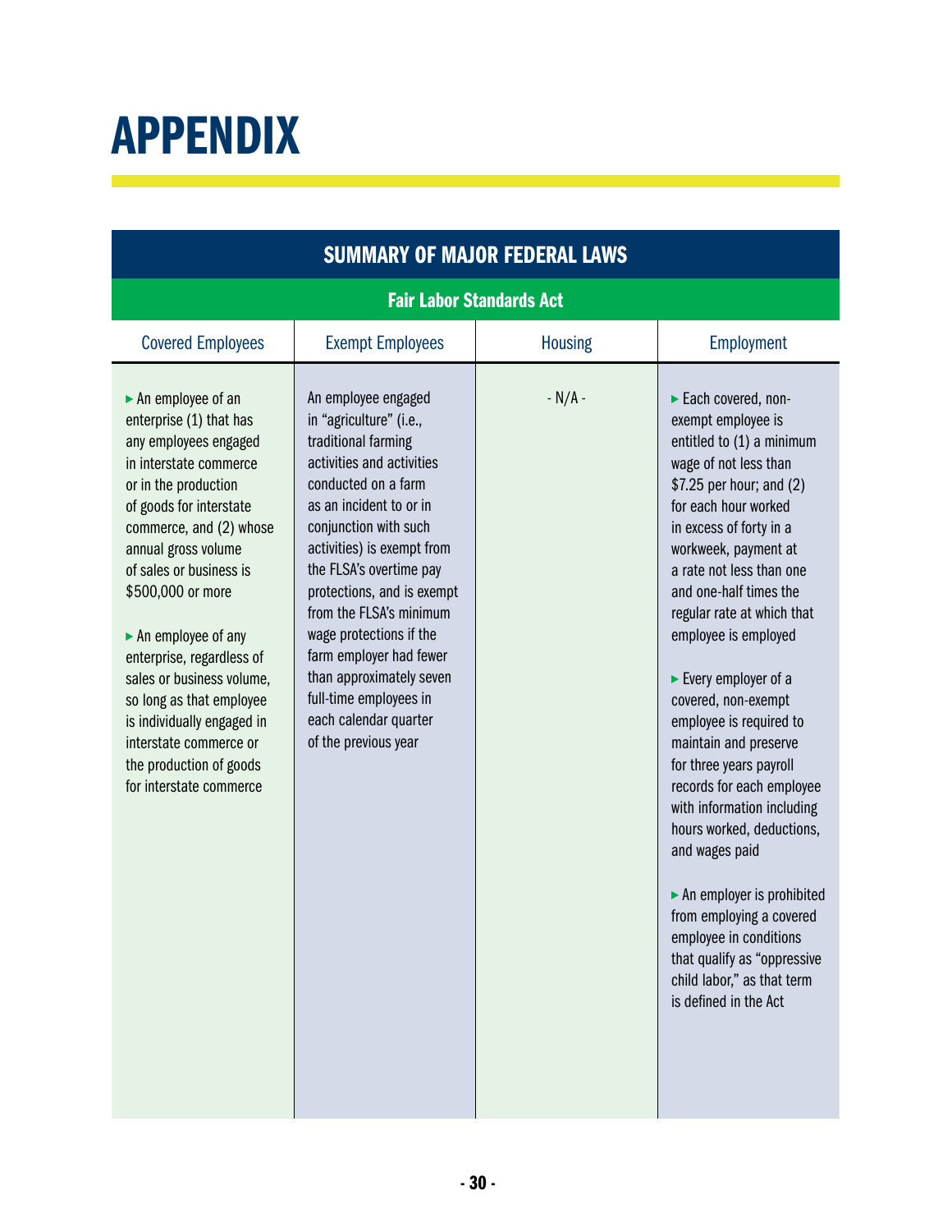# APPENDIX

| SUMMARY OF MAJOR FEDERAL LAWS | | | |
|---|---|---|---|
| **Fair Labor Standards Act** | | | |
| Covered Employees | Exempt Employees | Housing | Employment |
| ▸ An employee of an enterprise (1) that has any employees engaged in interstate commerce or in the production of goods for interstate commerce, and (2) whose annual gross volume of sales or business is $500,000 or more<br><br>▸ An employee of any enterprise, regardless of sales or business volume, so long as that employee is individually engaged in interstate commerce or the production of goods for interstate commerce | An employee engaged in "agriculture" (i.e., traditional farming activities and activities conducted on a farm as an incident to or in conjunction with such activities) is exempt from the FLSA's overtime pay protections, and is exempt from the FLSA's minimum wage protections if the farm employer had fewer than approximately seven full-time employees in each calendar quarter of the previous year | - N/A - | ▸ Each covered, non-exempt employee is entitled to (1) a minimum wage of not less than $7.25 per hour; and (2) for each hour worked in excess of forty in a workweek, payment at a rate not less than one and one-half times the regular rate at which that employee is employed<br><br>▸ Every employer of a covered, non-exempt employee is required to maintain and preserve for three years payroll records for each employee with information including hours worked, deductions, and wages paid<br><br>▸ An employer is prohibited from employing a covered employee in conditions that qualify as "oppressive child labor," as that term is defined in the Act |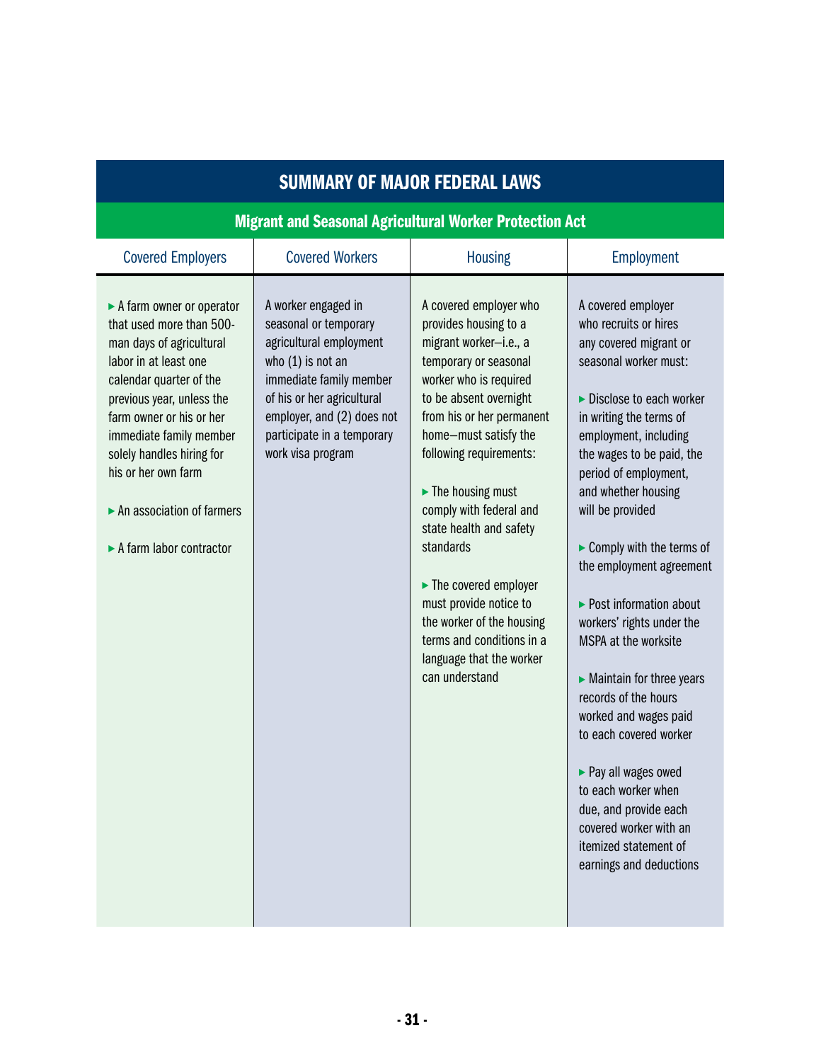## SUMMARY OF MAJOR FEDERAL LAWS

### Migrant and Seasonal Agricultural Worker Protection Act

| Covered Employers | Covered Workers | Housing | Employment |
|---|---|---|---|
| ► A farm owner or operator that used more than 500-man days of agricultural labor in at least one calendar quarter of the previous year, unless the farm owner or his or her immediate family member solely handles hiring for his or her own farm<br><br>► An association of farmers<br><br>► A farm labor contractor | A worker engaged in seasonal or temporary agricultural employment who (1) is not an immediate family member of his or her agricultural employer, and (2) does not participate in a temporary work visa program | A covered employer who provides housing to a migrant worker—i.e., a temporary or seasonal worker who is required to be absent overnight from his or her permanent home—must satisfy the following requirements:<br><br>► The housing must comply with federal and state health and safety standards<br><br>► The covered employer must provide notice to the worker of the housing terms and conditions in a language that the worker can understand | A covered employer who recruits or hires any covered migrant or seasonal worker must:<br><br>► Disclose to each worker in writing the terms of employment, including the wages to be paid, the period of employment, and whether housing will be provided<br><br>► Comply with the terms of the employment agreement<br><br>► Post information about workers' rights under the MSPA at the worksite<br><br>► Maintain for three years records of the hours worked and wages paid to each covered worker<br><br>► Pay all wages owed to each worker when due, and provide each covered worker with an itemized statement of earnings and deductions |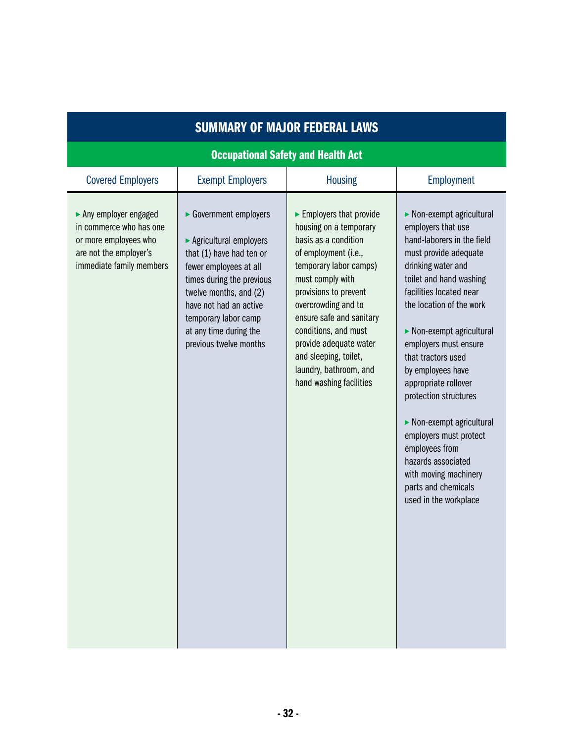## SUMMARY OF MAJOR FEDERAL LAWS

### Occupational Safety and Health Act

| Covered Employers | Exempt Employers | Housing | Employment |
|---|---|---|---|
| ▸ Any employer engaged in commerce who has one or more employees who are not the employer's immediate family members | ▸ Government employers<br><br>▸ Agricultural employers that (1) have had ten or fewer employees at all times during the previous twelve months, and (2) have not had an active temporary labor camp at any time during the previous twelve months | ▸ Employers that provide housing on a temporary basis as a condition of employment (i.e., temporary labor camps) must comply with provisions to prevent overcrowding and to ensure safe and sanitary conditions, and must provide adequate water and sleeping, toilet, laundry, bathroom, and hand washing facilities | ▸ Non-exempt agricultural employers that use hand-laborers in the field must provide adequate drinking water and toilet and hand washing facilities located near the location of the work<br><br>▸ Non-exempt agricultural employers must ensure that tractors used by employees have appropriate rollover protection structures<br><br>▸ Non-exempt agricultural employers must protect employees from hazards associated with moving machinery parts and chemicals used in the workplace |